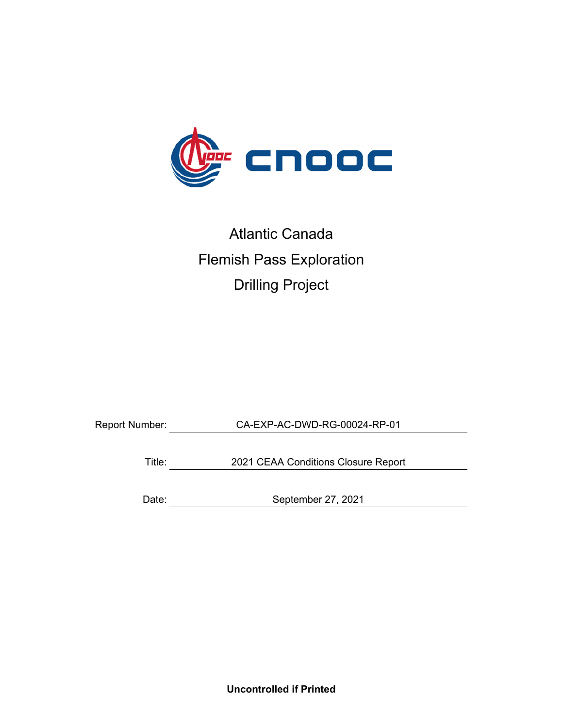# Atlantic Canada Flemish Pass Exploration Drilling Project

| | |
|---|---|
| Report Number: | CA-EXP-AC-DWD-RG-00024-RP-01 |
| Title: | 2021 CEAA Conditions Closure Report |
| Date: | September 27, 2021 |

**Uncontrolled if Printed**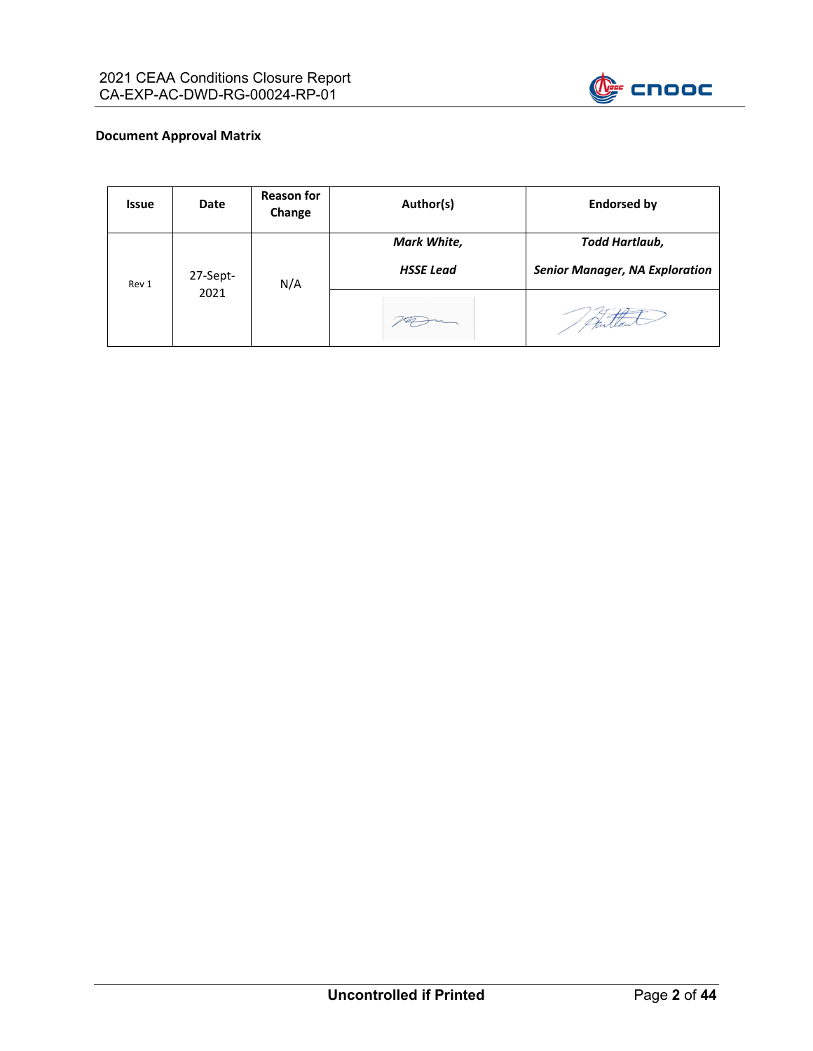**Document Approval Matrix**

| Issue | Date | Reason for Change | Author(s) | Endorsed by |
|---|---|---|---|---|
| Rev 1 | 27-Sept-2021 | N/A | ***Mark White,*** ***HSSE Lead*** | ***Todd Hartlaub,*** ***Senior Manager, NA Exploration*** |
| | | | | |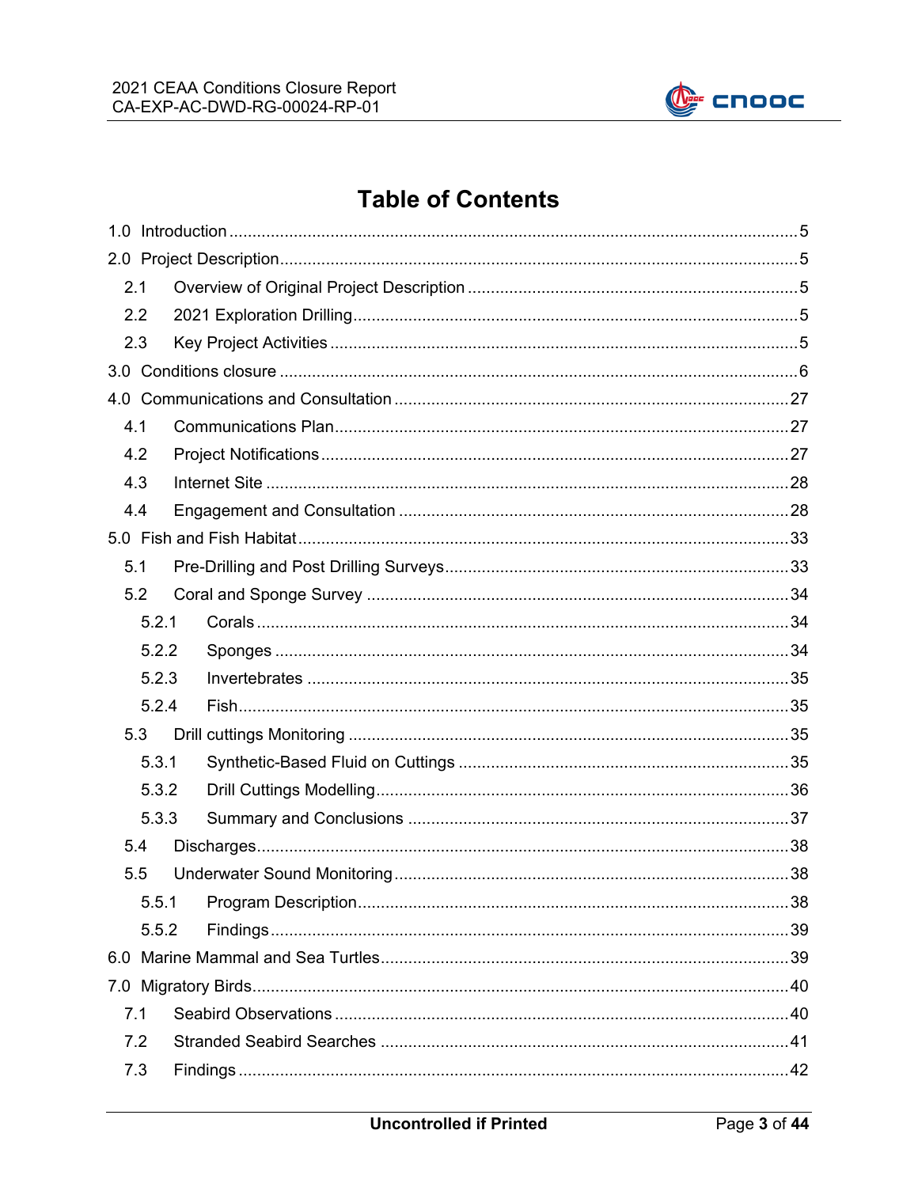# Table of Contents

1.0 Introduction .......... 5

2.0 Project Description .......... 5

- 2.1 Overview of Original Project Description .......... 5
- 2.2 2021 Exploration Drilling .......... 5
- 2.3 Key Project Activities .......... 5

3.0 Conditions closure .......... 6

4.0 Communications and Consultation .......... 27

- 4.1 Communications Plan .......... 27
- 4.2 Project Notifications .......... 27
- 4.3 Internet Site .......... 28
- 4.4 Engagement and Consultation .......... 28

5.0 Fish and Fish Habitat .......... 33

- 5.1 Pre-Drilling and Post Drilling Surveys .......... 33
- 5.2 Coral and Sponge Survey .......... 34
  - 5.2.1 Corals .......... 34
  - 5.2.2 Sponges .......... 34
  - 5.2.3 Invertebrates .......... 35
  - 5.2.4 Fish .......... 35
- 5.3 Drill cuttings Monitoring .......... 35
  - 5.3.1 Synthetic-Based Fluid on Cuttings .......... 35
  - 5.3.2 Drill Cuttings Modelling .......... 36
  - 5.3.3 Summary and Conclusions .......... 37
- 5.4 Discharges .......... 38
- 5.5 Underwater Sound Monitoring .......... 38
  - 5.5.1 Program Description .......... 38
  - 5.5.2 Findings .......... 39

6.0 Marine Mammal and Sea Turtles .......... 39

7.0 Migratory Birds .......... 40

- 7.1 Seabird Observations .......... 40
- 7.2 Stranded Seabird Searches .......... 41
- 7.3 Findings .......... 42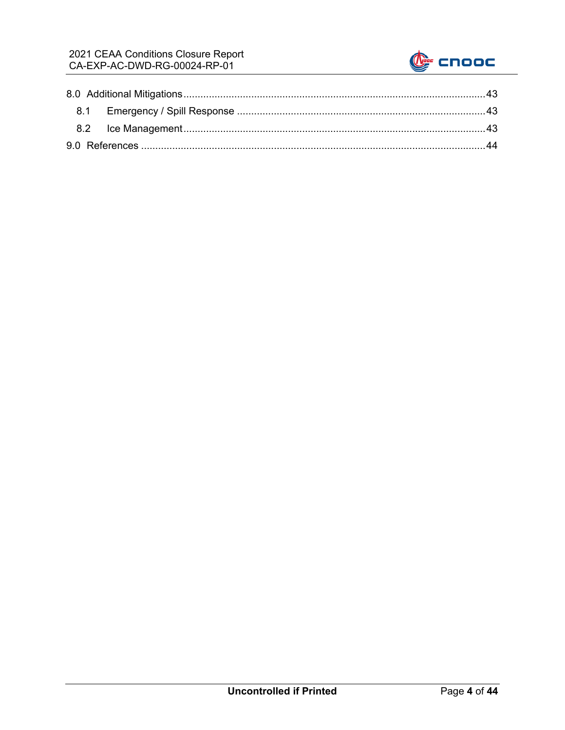8.0 Additional Mitigations ........................................................................................................ 43

8.1 Emergency / Spill Response ....................................................................................... 43

8.2 Ice Management ......................................................................................................... 43

9.0 References ........................................................................................................................ 44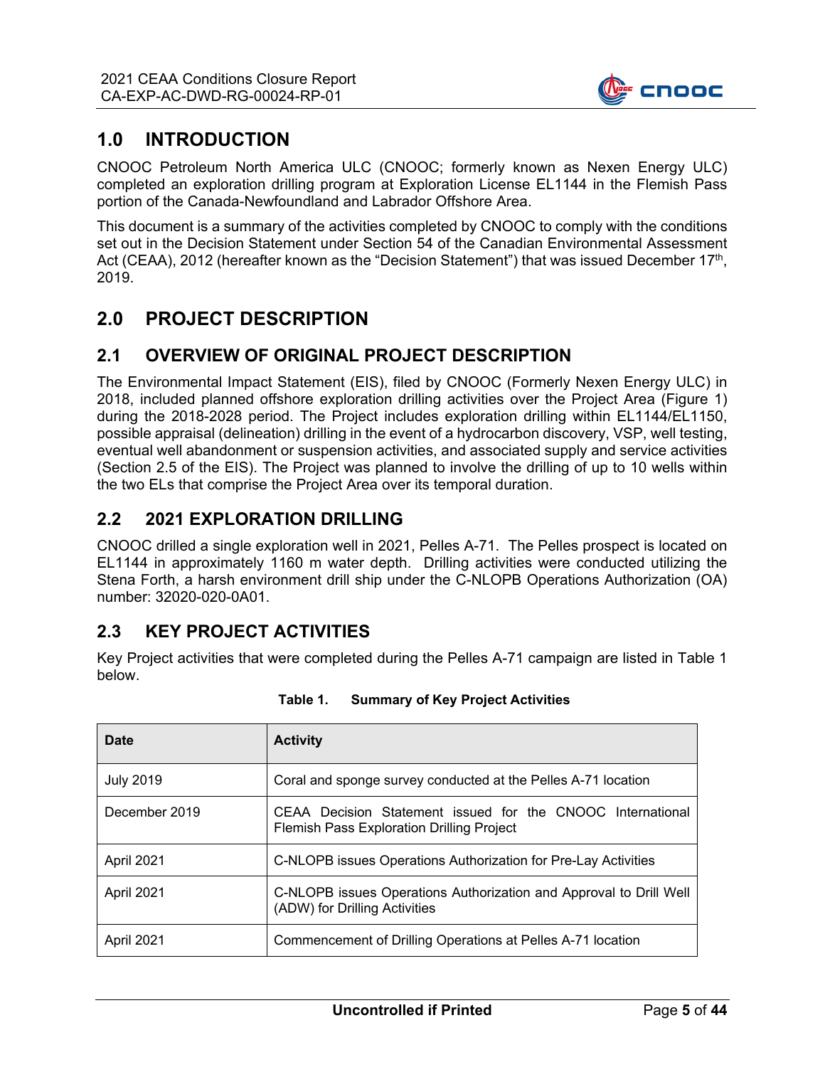# 1.0 INTRODUCTION

CNOOC Petroleum North America ULC (CNOOC; formerly known as Nexen Energy ULC) completed an exploration drilling program at Exploration License EL1144 in the Flemish Pass portion of the Canada-Newfoundland and Labrador Offshore Area.

This document is a summary of the activities completed by CNOOC to comply with the conditions set out in the Decision Statement under Section 54 of the Canadian Environmental Assessment Act (CEAA), 2012 (hereafter known as the "Decision Statement") that was issued December 17th, 2019.

# 2.0 PROJECT DESCRIPTION

## 2.1 OVERVIEW OF ORIGINAL PROJECT DESCRIPTION

The Environmental Impact Statement (EIS), filed by CNOOC (Formerly Nexen Energy ULC) in 2018, included planned offshore exploration drilling activities over the Project Area (Figure 1) during the 2018-2028 period. The Project includes exploration drilling within EL1144/EL1150, possible appraisal (delineation) drilling in the event of a hydrocarbon discovery, VSP, well testing, eventual well abandonment or suspension activities, and associated supply and service activities (Section 2.5 of the EIS). The Project was planned to involve the drilling of up to 10 wells within the two ELs that comprise the Project Area over its temporal duration.

## 2.2 2021 EXPLORATION DRILLING

CNOOC drilled a single exploration well in 2021, Pelles A-71. The Pelles prospect is located on EL1144 in approximately 1160 m water depth. Drilling activities were conducted utilizing the Stena Forth, a harsh environment drill ship under the C-NLOPB Operations Authorization (OA) number: 32020-020-0A01.

## 2.3 KEY PROJECT ACTIVITIES

Key Project activities that were completed during the Pelles A-71 campaign are listed in Table 1 below.

**Table 1. Summary of Key Project Activities**

| Date | Activity |
|---|---|
| July 2019 | Coral and sponge survey conducted at the Pelles A-71 location |
| December 2019 | CEAA Decision Statement issued for the CNOOC International Flemish Pass Exploration Drilling Project |
| April 2021 | C-NLOPB issues Operations Authorization for Pre-Lay Activities |
| April 2021 | C-NLOPB issues Operations Authorization and Approval to Drill Well (ADW) for Drilling Activities |
| April 2021 | Commencement of Drilling Operations at Pelles A-71 location |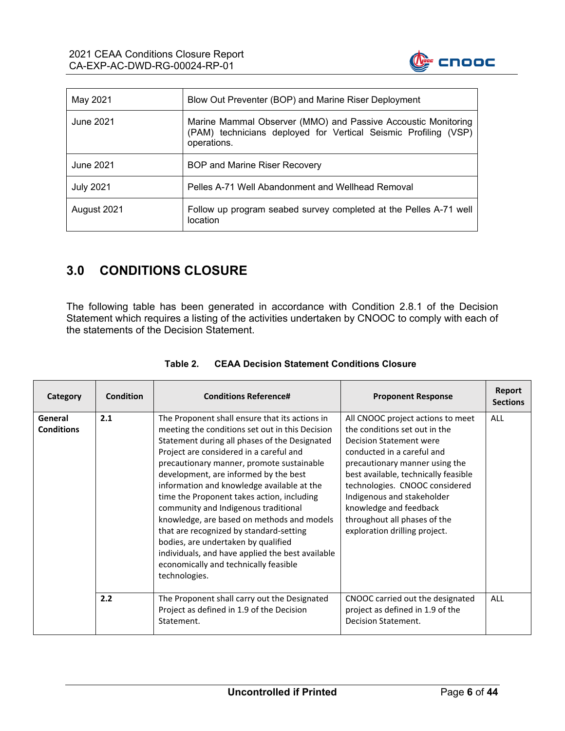| May 2021 | Blow Out Preventer (BOP) and Marine Riser Deployment |
| --- | --- |
| June 2021 | Marine Mammal Observer (MMO) and Passive Accoustic Monitoring (PAM) technicians deployed for Vertical Seismic Profiling (VSP) operations. |
| June 2021 | BOP and Marine Riser Recovery |
| July 2021 | Pelles A-71 Well Abandonment and Wellhead Removal |
| August 2021 | Follow up program seabed survey completed at the Pelles A-71 well location |

## 3.0 CONDITIONS CLOSURE

The following table has been generated in accordance with Condition 2.8.1 of the Decision Statement which requires a listing of the activities undertaken by CNOOC to comply with each of the statements of the Decision Statement.

**Table 2. CEAA Decision Statement Conditions Closure**

| Category | Condition | Conditions Reference# | Proponent Response | Report Sections |
| --- | --- | --- | --- | --- |
| **General Conditions** | **2.1** | The Proponent shall ensure that its actions in meeting the conditions set out in this Decision Statement during all phases of the Designated Project are considered in a careful and precautionary manner, promote sustainable development, are informed by the best information and knowledge available at the time the Proponent takes action, including community and Indigenous traditional knowledge, are based on methods and models that are recognized by standard-setting bodies, are undertaken by qualified individuals, and have applied the best available economically and technically feasible technologies. | All CNOOC project actions to meet the conditions set out in the Decision Statement were conducted in a careful and precautionary manner using the best available, technically feasible technologies. CNOOC considered Indigenous and stakeholder knowledge and feedback throughout all phases of the exploration drilling project. | ALL |
| | **2.2** | The Proponent shall carry out the Designated Project as defined in 1.9 of the Decision Statement. | CNOOC carried out the designated project as defined in 1.9 of the Decision Statement. | ALL |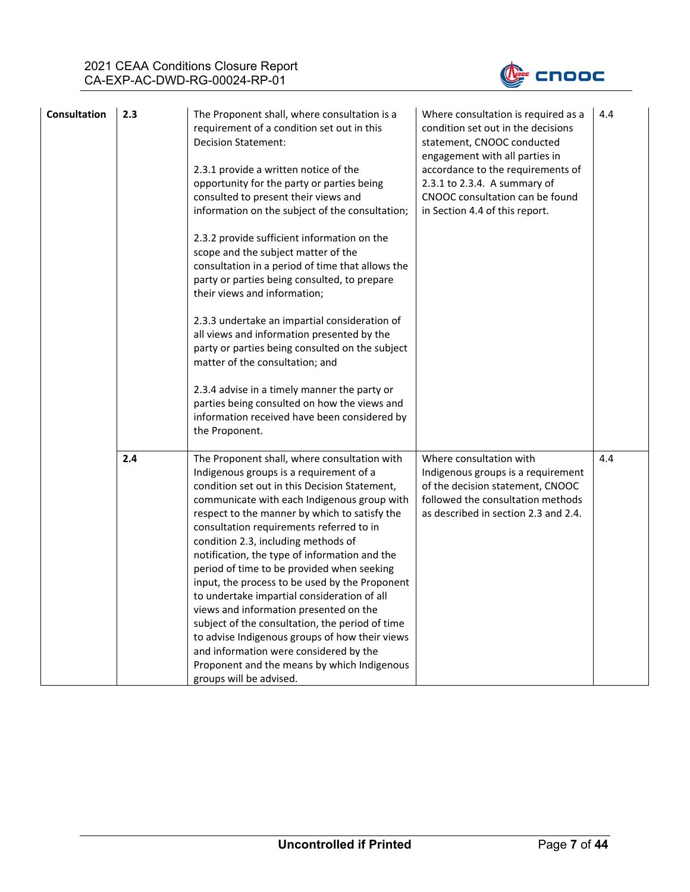| | | | | |
|---|---|---|---|---|
| **Consultation** | **2.3** | The Proponent shall, where consultation is a requirement of a condition set out in this Decision Statement:<br><br>2.3.1 provide a written notice of the opportunity for the party or parties being consulted to present their views and information on the subject of the consultation;<br><br>2.3.2 provide sufficient information on the scope and the subject matter of the consultation in a period of time that allows the party or parties being consulted, to prepare their views and information;<br><br>2.3.3 undertake an impartial consideration of all views and information presented by the party or parties being consulted on the subject matter of the consultation; and<br><br>2.3.4 advise in a timely manner the party or parties being consulted on how the views and information received have been considered by the Proponent. | Where consultation is required as a condition set out in the decisions statement, CNOOC conducted engagement with all parties in accordance to the requirements of 2.3.1 to 2.3.4. A summary of CNOOC consultation can be found in Section 4.4 of this report. | 4.4 |
| | **2.4** | The Proponent shall, where consultation with Indigenous groups is a requirement of a condition set out in this Decision Statement, communicate with each Indigenous group with respect to the manner by which to satisfy the consultation requirements referred to in condition 2.3, including methods of notification, the type of information and the period of time to be provided when seeking input, the process to be used by the Proponent to undertake impartial consideration of all views and information presented on the subject of the consultation, the period of time to advise Indigenous groups of how their views and information were considered by the Proponent and the means by which Indigenous groups will be advised. | Where consultation with Indigenous groups is a requirement of the decision statement, CNOOC followed the consultation methods as described in section 2.3 and 2.4. | 4.4 |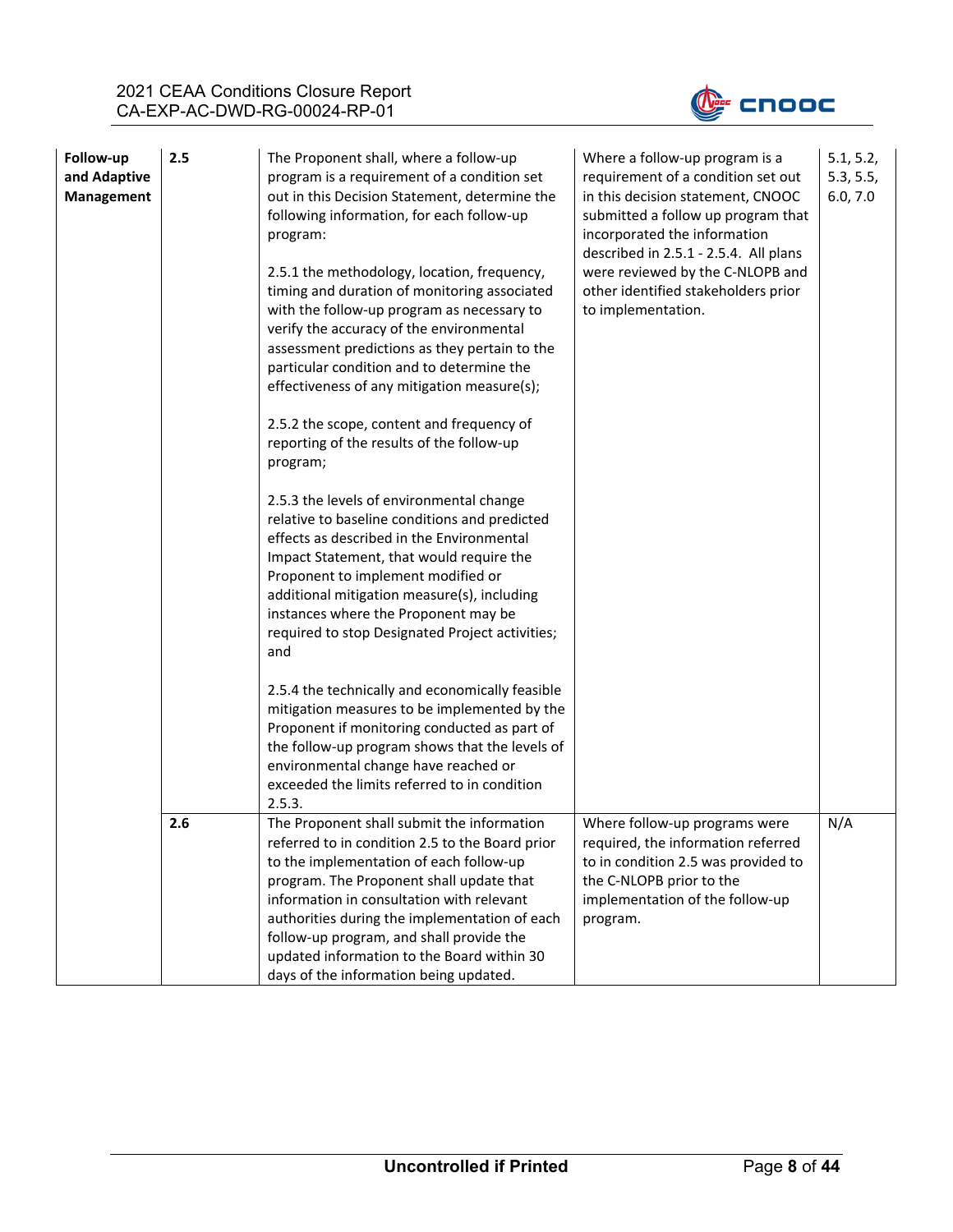| | | | | |
|---|---|---|---|---|
| **Follow-up and Adaptive Management** | **2.5** | The Proponent shall, where a follow-up program is a requirement of a condition set out in this Decision Statement, determine the following information, for each follow-up program:<br><br>2.5.1 the methodology, location, frequency, timing and duration of monitoring associated with the follow-up program as necessary to verify the accuracy of the environmental assessment predictions as they pertain to the particular condition and to determine the effectiveness of any mitigation measure(s);<br><br>2.5.2 the scope, content and frequency of reporting of the results of the follow-up program;<br><br>2.5.3 the levels of environmental change relative to baseline conditions and predicted effects as described in the Environmental Impact Statement, that would require the Proponent to implement modified or additional mitigation measure(s), including instances where the Proponent may be required to stop Designated Project activities; and<br><br>2.5.4 the technically and economically feasible mitigation measures to be implemented by the Proponent if monitoring conducted as part of the follow-up program shows that the levels of environmental change have reached or exceeded the limits referred to in condition 2.5.3. | Where a follow-up program is a requirement of a condition set out in this decision statement, CNOOC submitted a follow up program that incorporated the information described in 2.5.1 - 2.5.4. All plans were reviewed by the C-NLOPB and other identified stakeholders prior to implementation. | 5.1, 5.2, 5.3, 5.5, 6.0, 7.0 |
| | **2.6** | The Proponent shall submit the information referred to in condition 2.5 to the Board prior to the implementation of each follow-up program. The Proponent shall update that information in consultation with relevant authorities during the implementation of each follow-up program, and shall provide the updated information to the Board within 30 days of the information being updated. | Where follow-up programs were required, the information referred to in condition 2.5 was provided to the C-NLOPB prior to the implementation of the follow-up program. | N/A |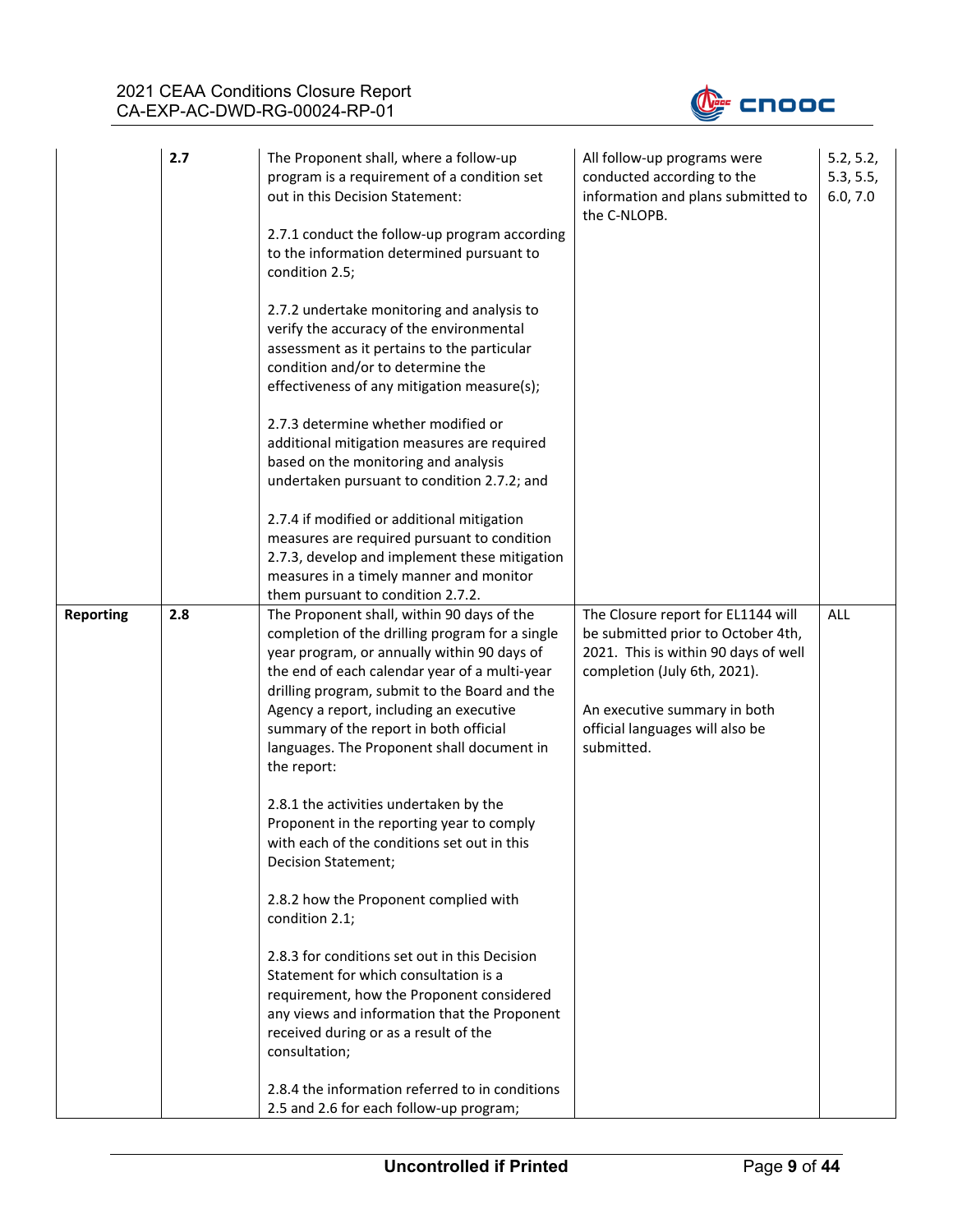|  |  |  |  |  |
|---|---|---|---|---|
|  | **2.7** | The Proponent shall, where a follow-up program is a requirement of a condition set out in this Decision Statement:<br><br>2.7.1 conduct the follow-up program according to the information determined pursuant to condition 2.5;<br><br>2.7.2 undertake monitoring and analysis to verify the accuracy of the environmental assessment as it pertains to the particular condition and/or to determine the effectiveness of any mitigation measure(s);<br><br>2.7.3 determine whether modified or additional mitigation measures are required based on the monitoring and analysis undertaken pursuant to condition 2.7.2; and<br><br>2.7.4 if modified or additional mitigation measures are required pursuant to condition 2.7.3, develop and implement these mitigation measures in a timely manner and monitor them pursuant to condition 2.7.2. | All follow-up programs were conducted according to the information and plans submitted to the C-NLOPB. | 5.2, 5.2, 5.3, 5.5, 6.0, 7.0 |
| **Reporting** | **2.8** | The Proponent shall, within 90 days of the completion of the drilling program for a single year program, or annually within 90 days of the end of each calendar year of a multi-year drilling program, submit to the Board and the Agency a report, including an executive summary of the report in both official languages. The Proponent shall document in the report:<br><br>2.8.1 the activities undertaken by the Proponent in the reporting year to comply with each of the conditions set out in this Decision Statement;<br><br>2.8.2 how the Proponent complied with condition 2.1;<br><br>2.8.3 for conditions set out in this Decision Statement for which consultation is a requirement, how the Proponent considered any views and information that the Proponent received during or as a result of the consultation;<br><br>2.8.4 the information referred to in conditions 2.5 and 2.6 for each follow-up program; | The Closure report for EL1144 will be submitted prior to October 4th, 2021. This is within 90 days of well completion (July 6th, 2021).<br><br>An executive summary in both official languages will also be submitted. | ALL |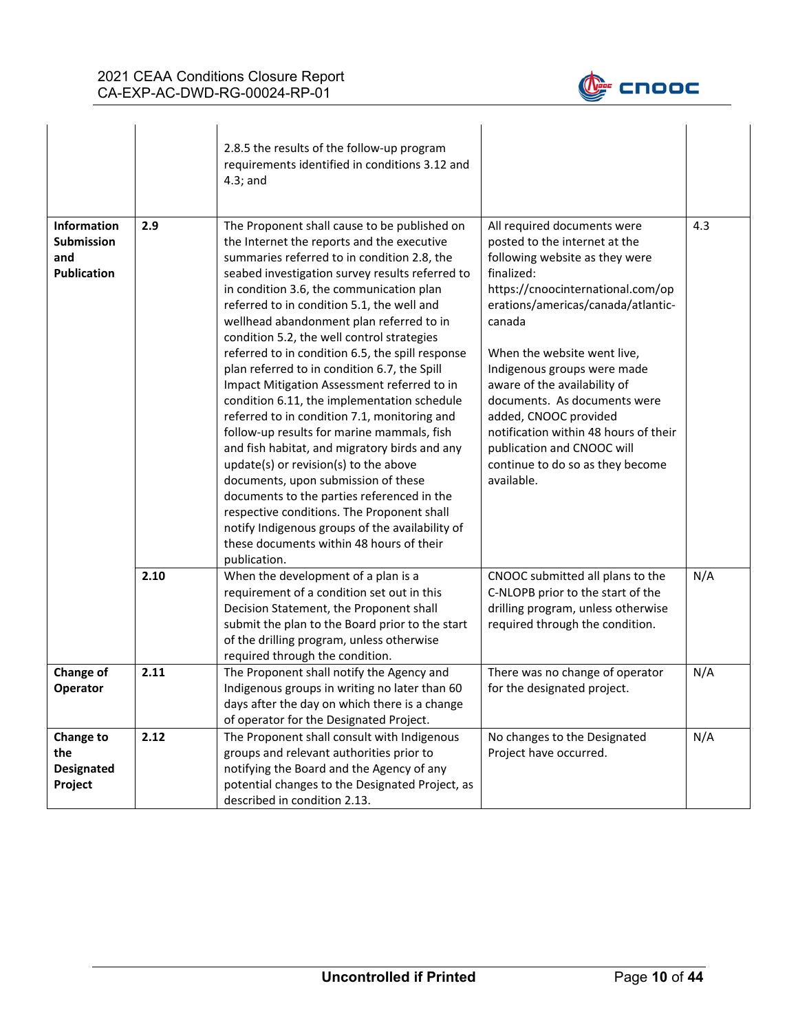| | | | | |
|---|---|---|---|---|
| | | 2.8.5 the results of the follow-up program requirements identified in conditions 3.12 and 4.3; and | | |
| **Information Submission and Publication** | **2.9** | The Proponent shall cause to be published on the Internet the reports and the executive summaries referred to in condition 2.8, the seabed investigation survey results referred to in condition 3.6, the communication plan referred to in condition 5.1, the well and wellhead abandonment plan referred to in condition 5.2, the well control strategies referred to in condition 6.5, the spill response plan referred to in condition 6.7, the Spill Impact Mitigation Assessment referred to in condition 6.11, the implementation schedule referred to in condition 7.1, monitoring and follow-up results for marine mammals, fish and fish habitat, and migratory birds and any update(s) or revision(s) to the above documents, upon submission of these documents to the parties referenced in the respective conditions. The Proponent shall notify Indigenous groups of the availability of these documents within 48 hours of their publication. | All required documents were posted to the internet at the following website as they were finalized: https://cnoocinternational.com/operations/americas/canada/atlantic-canada<br><br>When the website went live, Indigenous groups were made aware of the availability of documents. As documents were added, CNOOC provided notification within 48 hours of their publication and CNOOC will continue to do so as they become available. | 4.3 |
| | **2.10** | When the development of a plan is a requirement of a condition set out in this Decision Statement, the Proponent shall submit the plan to the Board prior to the start of the drilling program, unless otherwise required through the condition. | CNOOC submitted all plans to the C-NLOPB prior to the start of the drilling program, unless otherwise required through the condition. | N/A |
| **Change of Operator** | **2.11** | The Proponent shall notify the Agency and Indigenous groups in writing no later than 60 days after the day on which there is a change of operator for the Designated Project. | There was no change of operator for the designated project. | N/A |
| **Change to the Designated Project** | **2.12** | The Proponent shall consult with Indigenous groups and relevant authorities prior to notifying the Board and the Agency of any potential changes to the Designated Project, as described in condition 2.13. | No changes to the Designated Project have occurred. | N/A |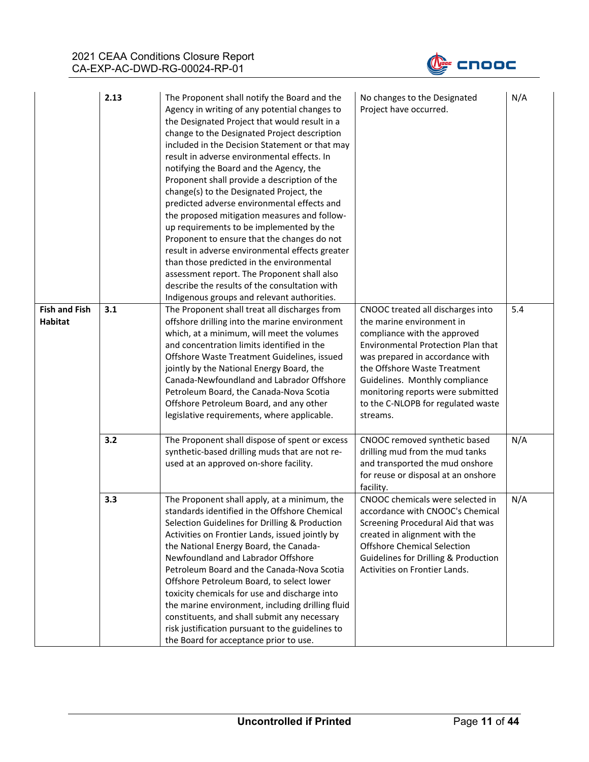| | | | | |
|---|---|---|---|---|
| | **2.13** | The Proponent shall notify the Board and the Agency in writing of any potential changes to the Designated Project that would result in a change to the Designated Project description included in the Decision Statement or that may result in adverse environmental effects. In notifying the Board and the Agency, the Proponent shall provide a description of the change(s) to the Designated Project, the predicted adverse environmental effects and the proposed mitigation measures and follow-up requirements to be implemented by the Proponent to ensure that the changes do not result in adverse environmental effects greater than those predicted in the environmental assessment report. The Proponent shall also describe the results of the consultation with Indigenous groups and relevant authorities. | No changes to the Designated Project have occurred. | N/A |
| **Fish and Fish Habitat** | **3.1** | The Proponent shall treat all discharges from offshore drilling into the marine environment which, at a minimum, will meet the volumes and concentration limits identified in the Offshore Waste Treatment Guidelines, issued jointly by the National Energy Board, the Canada-Newfoundland and Labrador Offshore Petroleum Board, the Canada-Nova Scotia Offshore Petroleum Board, and any other legislative requirements, where applicable. | CNOOC treated all discharges into the marine environment in compliance with the approved Environmental Protection Plan that was prepared in accordance with the Offshore Waste Treatment Guidelines. Monthly compliance monitoring reports were submitted to the C-NLOPB for regulated waste streams. | 5.4 |
| | **3.2** | The Proponent shall dispose of spent or excess synthetic-based drilling muds that are not re-used at an approved on-shore facility. | CNOOC removed synthetic based drilling mud from the mud tanks and transported the mud onshore for reuse or disposal at an onshore facility. | N/A |
| | **3.3** | The Proponent shall apply, at a minimum, the standards identified in the Offshore Chemical Selection Guidelines for Drilling & Production Activities on Frontier Lands, issued jointly by the National Energy Board, the Canada-Newfoundland and Labrador Offshore Petroleum Board and the Canada-Nova Scotia Offshore Petroleum Board, to select lower toxicity chemicals for use and discharge into the marine environment, including drilling fluid constituents, and shall submit any necessary risk justification pursuant to the guidelines to the Board for acceptance prior to use. | CNOOC chemicals were selected in accordance with CNOOC's Chemical Screening Procedural Aid that was created in alignment with the Offshore Chemical Selection Guidelines for Drilling & Production Activities on Frontier Lands. | N/A |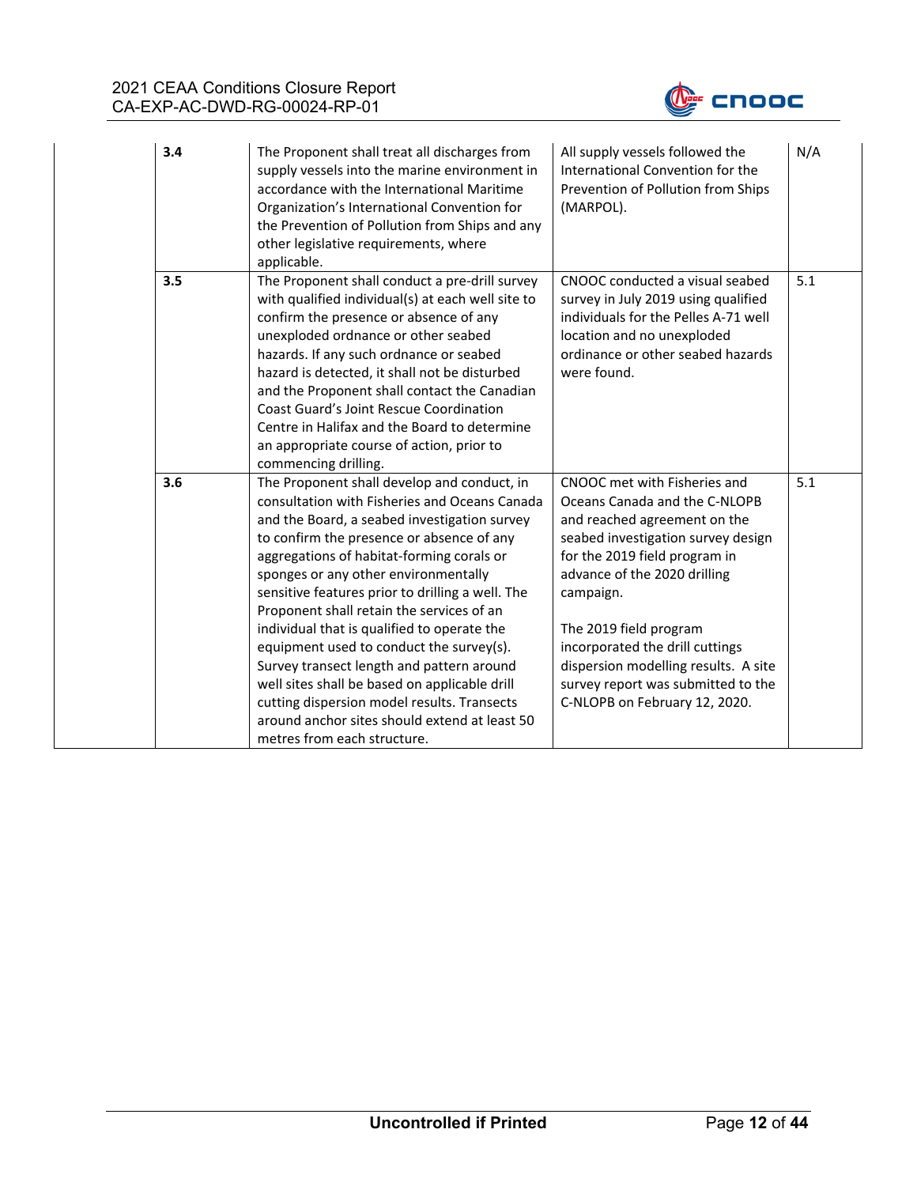| | | | | |
|---|---|---|---|---|
| | **3.4** | The Proponent shall treat all discharges from supply vessels into the marine environment in accordance with the International Maritime Organization's International Convention for the Prevention of Pollution from Ships and any other legislative requirements, where applicable. | All supply vessels followed the International Convention for the Prevention of Pollution from Ships (MARPOL). | N/A |
| | **3.5** | The Proponent shall conduct a pre-drill survey with qualified individual(s) at each well site to confirm the presence or absence of any unexploded ordnance or other seabed hazards. If any such ordnance or seabed hazard is detected, it shall not be disturbed and the Proponent shall contact the Canadian Coast Guard's Joint Rescue Coordination Centre in Halifax and the Board to determine an appropriate course of action, prior to commencing drilling. | CNOOC conducted a visual seabed survey in July 2019 using qualified individuals for the Pelles A-71 well location and no unexploded ordinance or other seabed hazards were found. | 5.1 |
| | **3.6** | The Proponent shall develop and conduct, in consultation with Fisheries and Oceans Canada and the Board, a seabed investigation survey to confirm the presence or absence of any aggregations of habitat-forming corals or sponges or any other environmentally sensitive features prior to drilling a well. The Proponent shall retain the services of an individual that is qualified to operate the equipment used to conduct the survey(s). Survey transect length and pattern around well sites shall be based on applicable drill cutting dispersion model results. Transects around anchor sites should extend at least 50 metres from each structure. | CNOOC met with Fisheries and Oceans Canada and the C-NLOPB and reached agreement on the seabed investigation survey design for the 2019 field program in advance of the 2020 drilling campaign.<br><br>The 2019 field program incorporated the drill cuttings dispersion modelling results. A site survey report was submitted to the C-NLOPB on February 12, 2020. | 5.1 |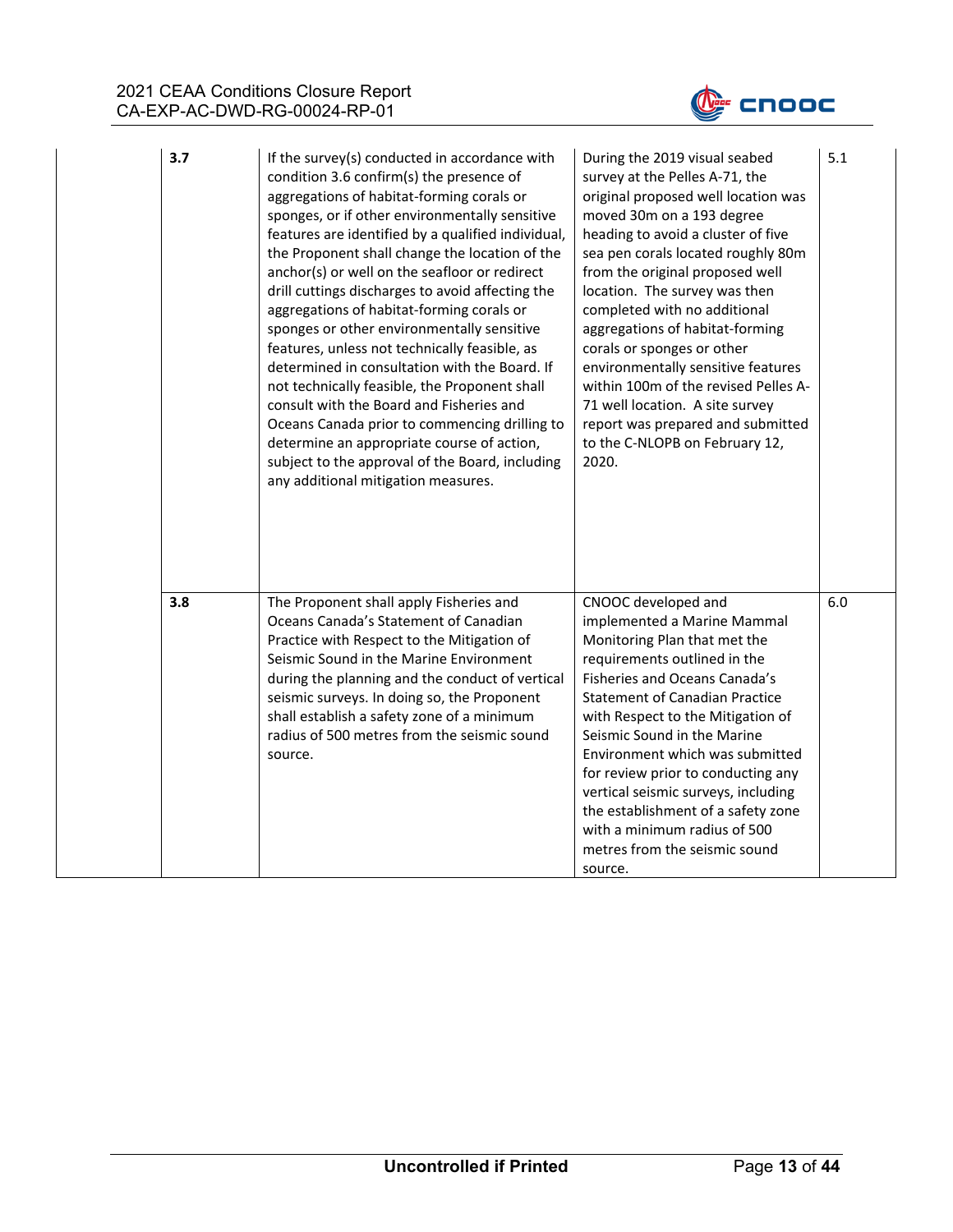| | | | | |
|---|---|---|---|---|
| | **3.7** | If the survey(s) conducted in accordance with condition 3.6 confirm(s) the presence of aggregations of habitat-forming corals or sponges, or if other environmentally sensitive features are identified by a qualified individual, the Proponent shall change the location of the anchor(s) or well on the seafloor or redirect drill cuttings discharges to avoid affecting the aggregations of habitat-forming corals or sponges or other environmentally sensitive features, unless not technically feasible, as determined in consultation with the Board. If not technically feasible, the Proponent shall consult with the Board and Fisheries and Oceans Canada prior to commencing drilling to determine an appropriate course of action, subject to the approval of the Board, including any additional mitigation measures. | During the 2019 visual seabed survey at the Pelles A-71, the original proposed well location was moved 30m on a 193 degree heading to avoid a cluster of five sea pen corals located roughly 80m from the original proposed well location. The survey was then completed with no additional aggregations of habitat-forming corals or sponges or other environmentally sensitive features within 100m of the revised Pelles A-71 well location. A site survey report was prepared and submitted to the C-NLOPB on February 12, 2020. | 5.1 |
| | **3.8** | The Proponent shall apply Fisheries and Oceans Canada's Statement of Canadian Practice with Respect to the Mitigation of Seismic Sound in the Marine Environment during the planning and the conduct of vertical seismic surveys. In doing so, the Proponent shall establish a safety zone of a minimum radius of 500 metres from the seismic sound source. | CNOOC developed and implemented a Marine Mammal Monitoring Plan that met the requirements outlined in the Fisheries and Oceans Canada's Statement of Canadian Practice with Respect to the Mitigation of Seismic Sound in the Marine Environment which was submitted for review prior to conducting any vertical seismic surveys, including the establishment of a safety zone with a minimum radius of 500 metres from the seismic sound source. | 6.0 |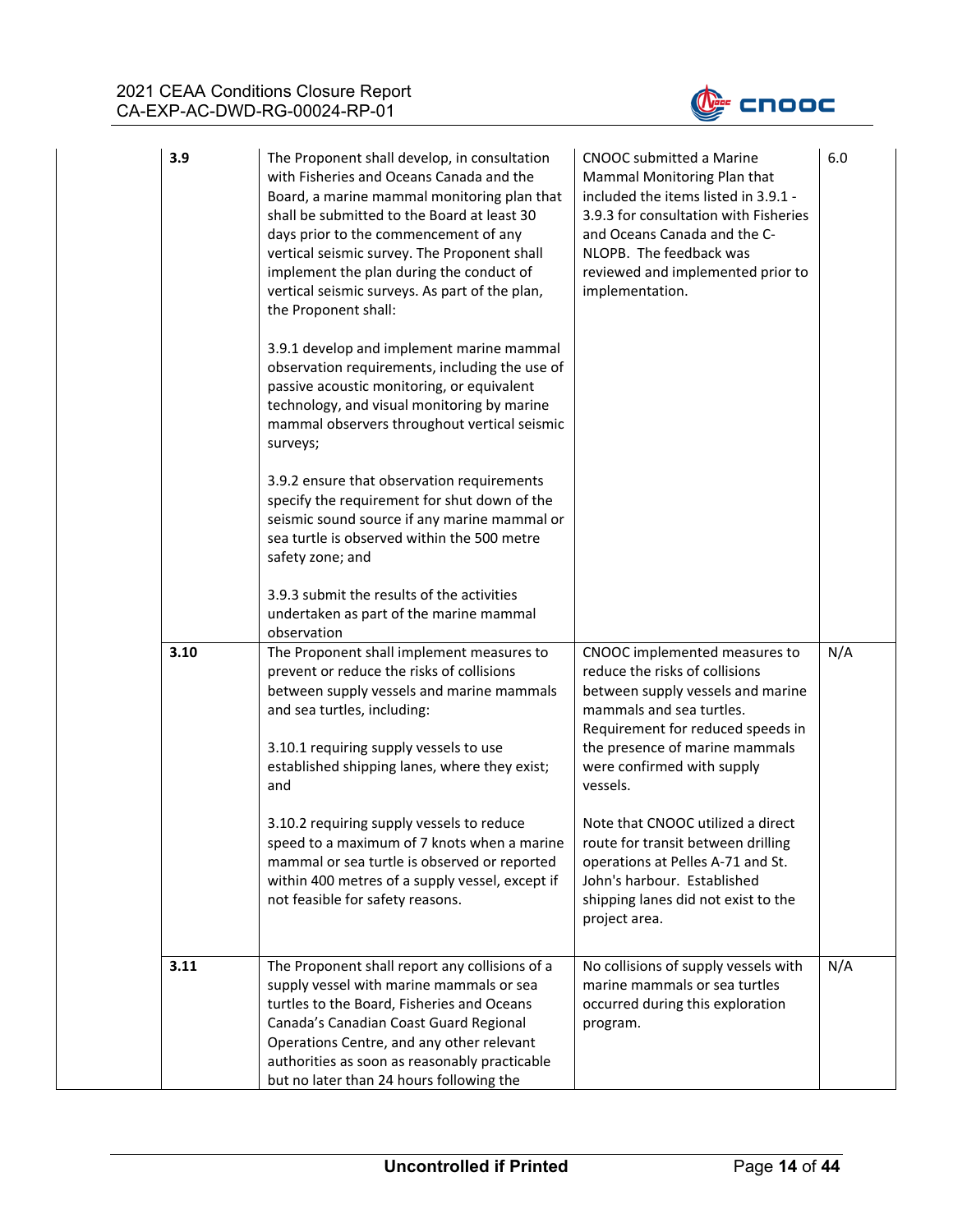| | | | |
|---|---|---|---|
| **3.9** | The Proponent shall develop, in consultation with Fisheries and Oceans Canada and the Board, a marine mammal monitoring plan that shall be submitted to the Board at least 30 days prior to the commencement of any vertical seismic survey. The Proponent shall implement the plan during the conduct of vertical seismic surveys. As part of the plan, the Proponent shall:<br><br>3.9.1 develop and implement marine mammal observation requirements, including the use of passive acoustic monitoring, or equivalent technology, and visual monitoring by marine mammal observers throughout vertical seismic surveys;<br><br>3.9.2 ensure that observation requirements specify the requirement for shut down of the seismic sound source if any marine mammal or sea turtle is observed within the 500 metre safety zone; and<br><br>3.9.3 submit the results of the activities undertaken as part of the marine mammal observation | CNOOC submitted a Marine Mammal Monitoring Plan that included the items listed in 3.9.1 - 3.9.3 for consultation with Fisheries and Oceans Canada and the C-NLOPB. The feedback was reviewed and implemented prior to implementation. | 6.0 |
| **3.10** | The Proponent shall implement measures to prevent or reduce the risks of collisions between supply vessels and marine mammals and sea turtles, including:<br><br>3.10.1 requiring supply vessels to use established shipping lanes, where they exist; and<br><br>3.10.2 requiring supply vessels to reduce speed to a maximum of 7 knots when a marine mammal or sea turtle is observed or reported within 400 metres of a supply vessel, except if not feasible for safety reasons. | CNOOC implemented measures to reduce the risks of collisions between supply vessels and marine mammals and sea turtles. Requirement for reduced speeds in the presence of marine mammals were confirmed with supply vessels.<br><br>Note that CNOOC utilized a direct route for transit between drilling operations at Pelles A-71 and St. John's harbour. Established shipping lanes did not exist to the project area. | N/A |
| **3.11** | The Proponent shall report any collisions of a supply vessel with marine mammals or sea turtles to the Board, Fisheries and Oceans Canada's Canadian Coast Guard Regional Operations Centre, and any other relevant authorities as soon as reasonably practicable but no later than 24 hours following the | No collisions of supply vessels with marine mammals or sea turtles occurred during this exploration program. | N/A |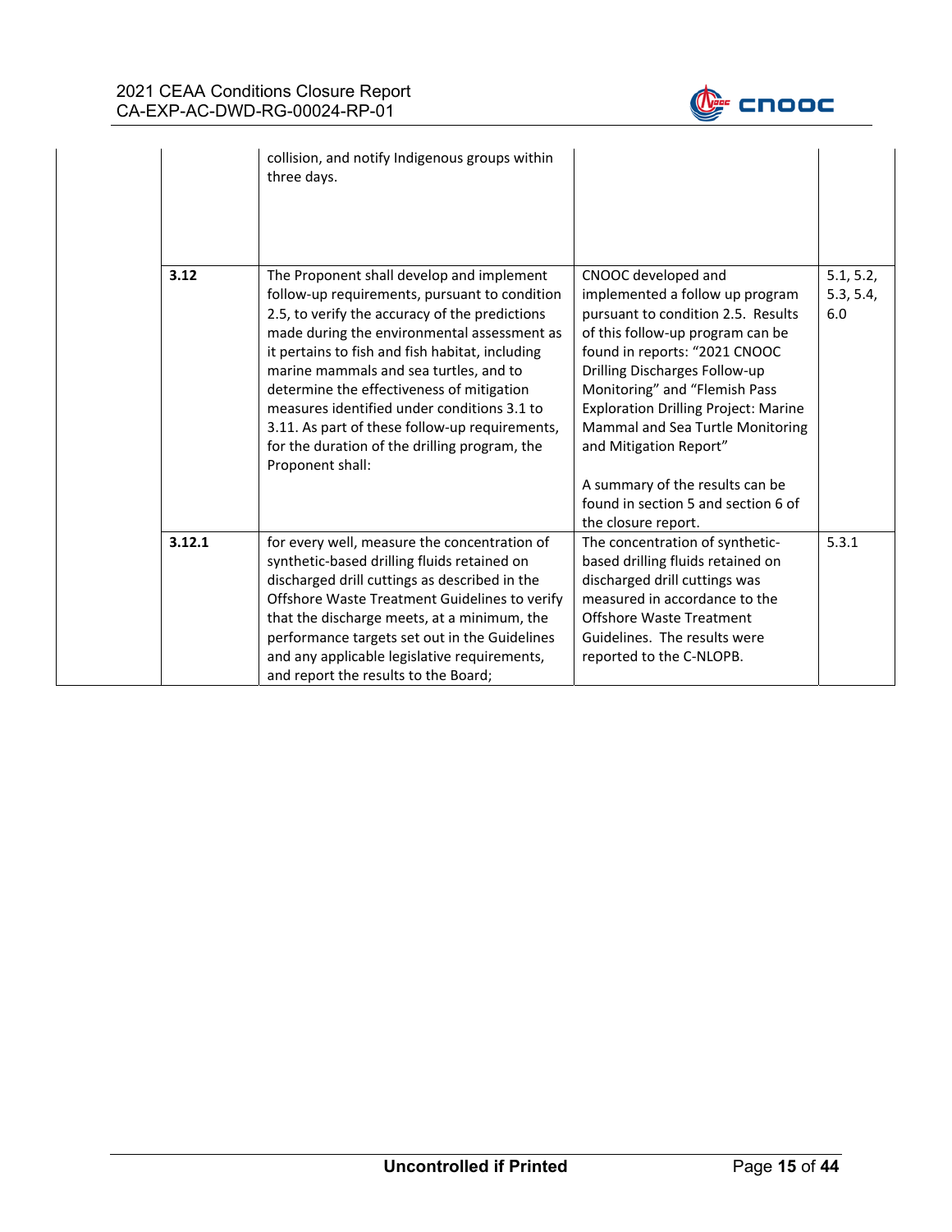| | | | | |
|---|---|---|---|---|
| | | collision, and notify Indigenous groups within three days. | | |
| | 3.12 | The Proponent shall develop and implement follow-up requirements, pursuant to condition 2.5, to verify the accuracy of the predictions made during the environmental assessment as it pertains to fish and fish habitat, including marine mammals and sea turtles, and to determine the effectiveness of mitigation measures identified under conditions 3.1 to 3.11. As part of these follow-up requirements, for the duration of the drilling program, the Proponent shall: | CNOOC developed and implemented a follow up program pursuant to condition 2.5. Results of this follow-up program can be found in reports: "2021 CNOOC Drilling Discharges Follow-up Monitoring" and "Flemish Pass Exploration Drilling Project: Marine Mammal and Sea Turtle Monitoring and Mitigation Report"<br><br>A summary of the results can be found in section 5 and section 6 of the closure report. | 5.1, 5.2, 5.3, 5.4, 6.0 |
| | 3.12.1 | for every well, measure the concentration of synthetic-based drilling fluids retained on discharged drill cuttings as described in the Offshore Waste Treatment Guidelines to verify that the discharge meets, at a minimum, the performance targets set out in the Guidelines and any applicable legislative requirements, and report the results to the Board; | The concentration of synthetic-based drilling fluids retained on discharged drill cuttings was measured in accordance to the Offshore Waste Treatment Guidelines. The results were reported to the C-NLOPB. | 5.3.1 |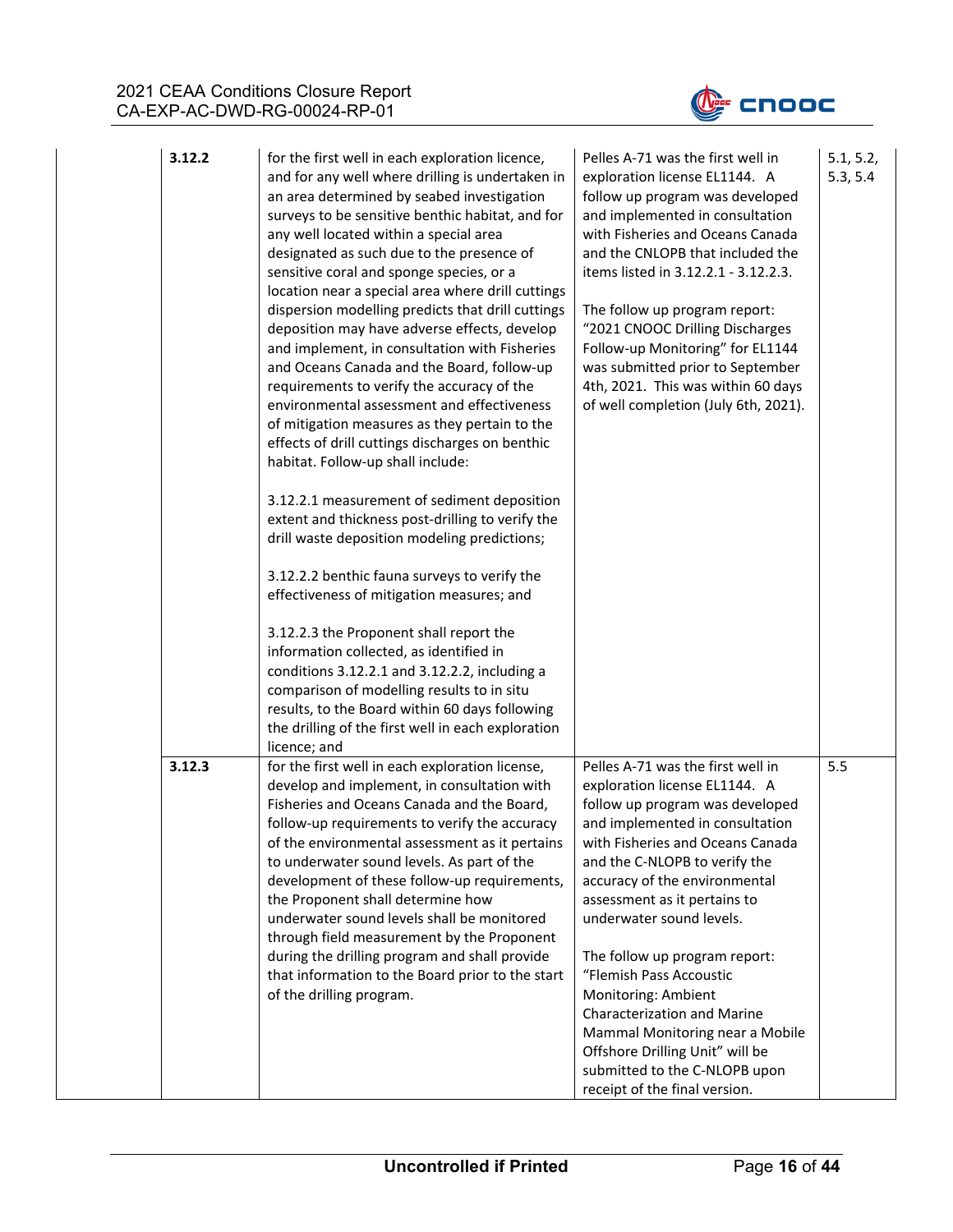| | | | |
|---|---|---|---|
| **3.12.2** | for the first well in each exploration licence, and for any well where drilling is undertaken in an area determined by seabed investigation surveys to be sensitive benthic habitat, and for any well located within a special area designated as such due to the presence of sensitive coral and sponge species, or a location near a special area where drill cuttings dispersion modelling predicts that drill cuttings deposition may have adverse effects, develop and implement, in consultation with Fisheries and Oceans Canada and the Board, follow-up requirements to verify the accuracy of the environmental assessment and effectiveness of mitigation measures as they pertain to the effects of drill cuttings discharges on benthic habitat. Follow-up shall include:<br><br>3.12.2.1 measurement of sediment deposition extent and thickness post-drilling to verify the drill waste deposition modeling predictions;<br><br>3.12.2.2 benthic fauna surveys to verify the effectiveness of mitigation measures; and<br><br>3.12.2.3 the Proponent shall report the information collected, as identified in conditions 3.12.2.1 and 3.12.2.2, including a comparison of modelling results to in situ results, to the Board within 60 days following the drilling of the first well in each exploration licence; and | Pelles A-71 was the first well in exploration license EL1144. A follow up program was developed and implemented in consultation with Fisheries and Oceans Canada and the CNLOPB that included the items listed in 3.12.2.1 - 3.12.2.3.<br><br>The follow up program report: "2021 CNOOC Drilling Discharges Follow-up Monitoring" for EL1144 was submitted prior to September 4th, 2021. This was within 60 days of well completion (July 6th, 2021). | 5.1, 5.2, 5.3, 5.4 |
| **3.12.3** | for the first well in each exploration license, develop and implement, in consultation with Fisheries and Oceans Canada and the Board, follow-up requirements to verify the accuracy of the environmental assessment as it pertains to underwater sound levels. As part of the development of these follow-up requirements, the Proponent shall determine how underwater sound levels shall be monitored through field measurement by the Proponent during the drilling program and shall provide that information to the Board prior to the start of the drilling program. | Pelles A-71 was the first well in exploration license EL1144. A follow up program was developed and implemented in consultation with Fisheries and Oceans Canada and the C-NLOPB to verify the accuracy of the environmental assessment as it pertains to underwater sound levels.<br><br>The follow up program report: "Flemish Pass Accoustic Monitoring: Ambient Characterization and Marine Mammal Monitoring near a Mobile Offshore Drilling Unit" will be submitted to the C-NLOPB upon receipt of the final version. | 5.5 |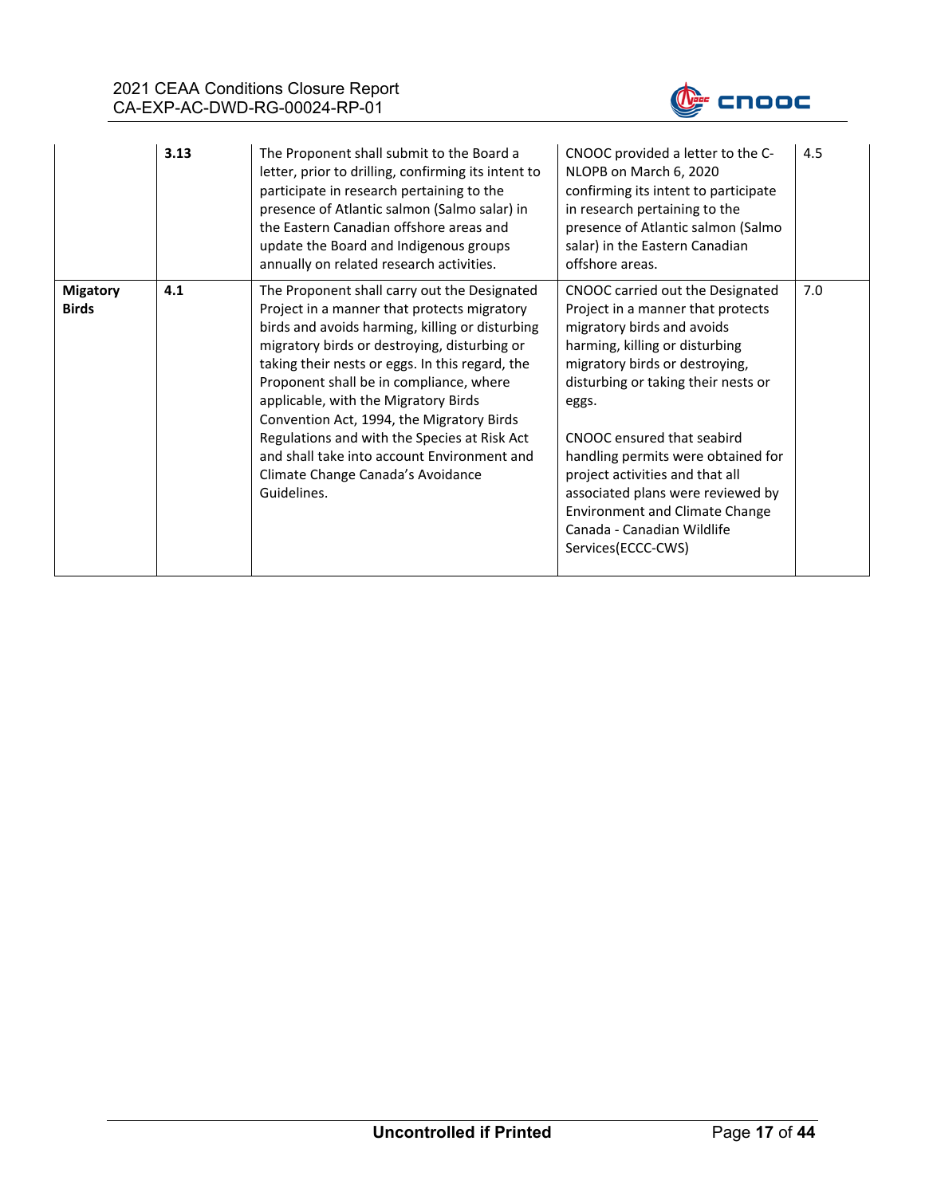|  |  |  |  |  |
|---|---|---|---|---|
|  | **3.13** | The Proponent shall submit to the Board a letter, prior to drilling, confirming its intent to participate in research pertaining to the presence of Atlantic salmon (Salmo salar) in the Eastern Canadian offshore areas and update the Board and Indigenous groups annually on related research activities. | CNOOC provided a letter to the C-NLOPB on March 6, 2020 confirming its intent to participate in research pertaining to the presence of Atlantic salmon (Salmo salar) in the Eastern Canadian offshore areas. | 4.5 |
| **Migatory Birds** | **4.1** | The Proponent shall carry out the Designated Project in a manner that protects migratory birds and avoids harming, killing or disturbing migratory birds or destroying, disturbing or taking their nests or eggs. In this regard, the Proponent shall be in compliance, where applicable, with the Migratory Birds Convention Act, 1994, the Migratory Birds Regulations and with the Species at Risk Act and shall take into account Environment and Climate Change Canada's Avoidance Guidelines. | CNOOC carried out the Designated Project in a manner that protects migratory birds and avoids harming, killing or disturbing migratory birds or destroying, disturbing or taking their nests or eggs.<br><br>CNOOC ensured that seabird handling permits were obtained for project activities and that all associated plans were reviewed by Environment and Climate Change Canada - Canadian Wildlife Services(ECCC-CWS) | 7.0 |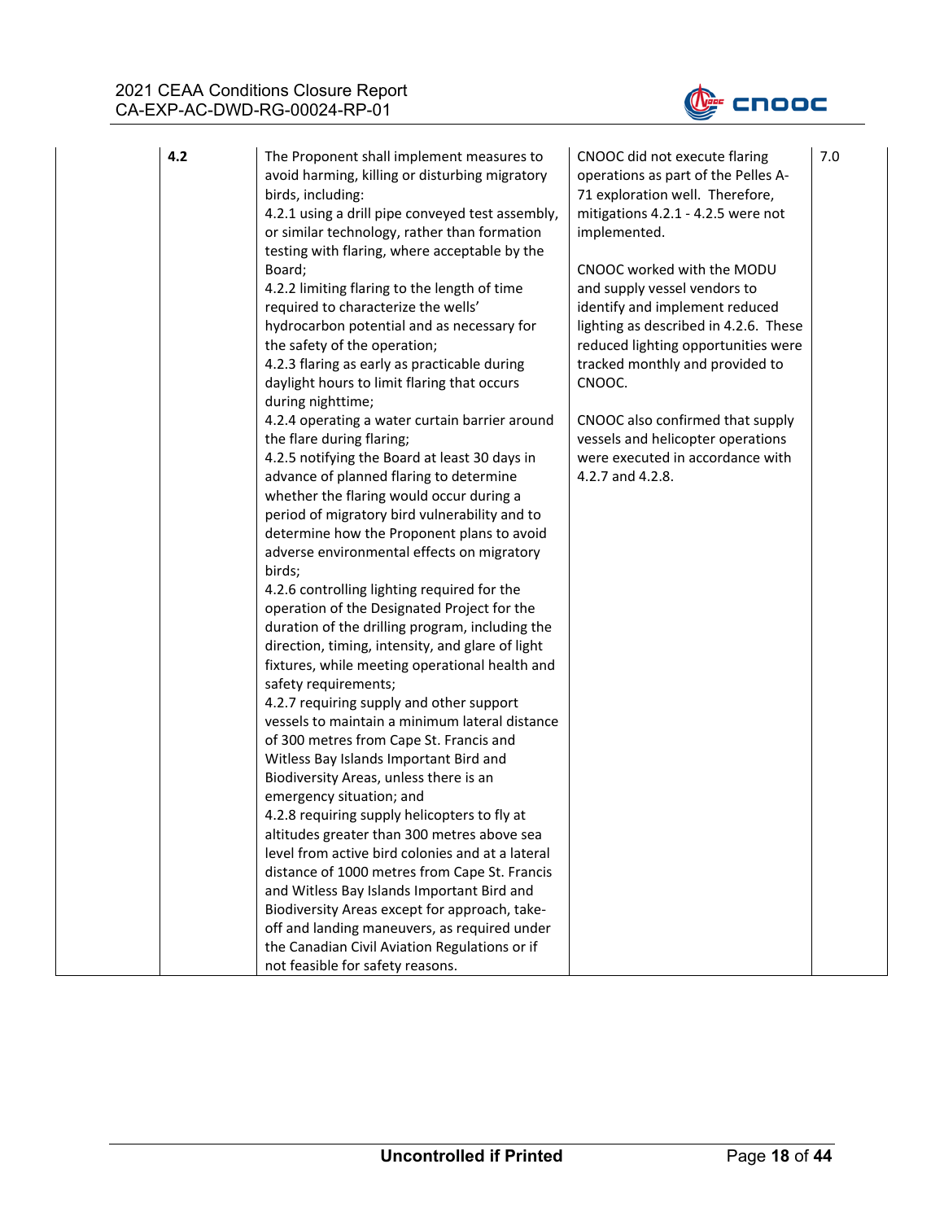| | | | | |
|---|---|---|---|---|
| | **4.2** | The Proponent shall implement measures to avoid harming, killing or disturbing migratory birds, including:<br>4.2.1 using a drill pipe conveyed test assembly, or similar technology, rather than formation testing with flaring, where acceptable by the Board;<br>4.2.2 limiting flaring to the length of time required to characterize the wells' hydrocarbon potential and as necessary for the safety of the operation;<br>4.2.3 flaring as early as practicable during daylight hours to limit flaring that occurs during nighttime;<br>4.2.4 operating a water curtain barrier around the flare during flaring;<br>4.2.5 notifying the Board at least 30 days in advance of planned flaring to determine whether the flaring would occur during a period of migratory bird vulnerability and to determine how the Proponent plans to avoid adverse environmental effects on migratory birds;<br>4.2.6 controlling lighting required for the operation of the Designated Project for the duration of the drilling program, including the direction, timing, intensity, and glare of light fixtures, while meeting operational health and safety requirements;<br>4.2.7 requiring supply and other support vessels to maintain a minimum lateral distance of 300 metres from Cape St. Francis and Witless Bay Islands Important Bird and Biodiversity Areas, unless there is an emergency situation; and<br>4.2.8 requiring supply helicopters to fly at altitudes greater than 300 metres above sea level from active bird colonies and at a lateral distance of 1000 metres from Cape St. Francis and Witless Bay Islands Important Bird and Biodiversity Areas except for approach, take-off and landing maneuvers, as required under the Canadian Civil Aviation Regulations or if not feasible for safety reasons. | CNOOC did not execute flaring operations as part of the Pelles A-71 exploration well. Therefore, mitigations 4.2.1 - 4.2.5 were not implemented.<br><br>CNOOC worked with the MODU and supply vessel vendors to identify and implement reduced lighting as described in 4.2.6. These reduced lighting opportunities were tracked monthly and provided to CNOOC.<br><br>CNOOC also confirmed that supply vessels and helicopter operations were executed in accordance with 4.2.7 and 4.2.8. | 7.0 |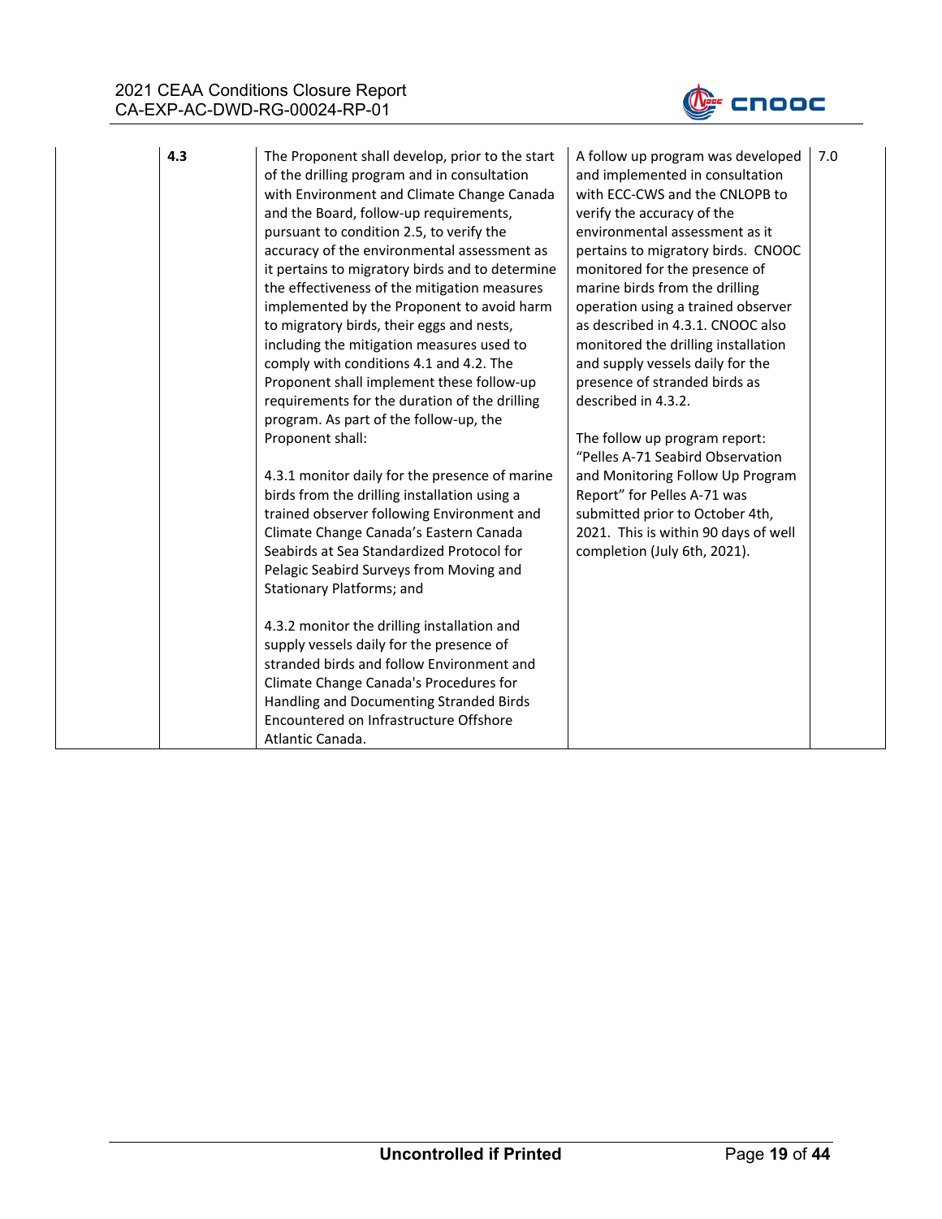| | | | | |
|---|---|---|---|---|
| | **4.3** | The Proponent shall develop, prior to the start of the drilling program and in consultation with Environment and Climate Change Canada and the Board, follow-up requirements, pursuant to condition 2.5, to verify the accuracy of the environmental assessment as it pertains to migratory birds and to determine the effectiveness of the mitigation measures implemented by the Proponent to avoid harm to migratory birds, their eggs and nests, including the mitigation measures used to comply with conditions 4.1 and 4.2. The Proponent shall implement these follow-up requirements for the duration of the drilling program. As part of the follow-up, the Proponent shall:<br><br>4.3.1 monitor daily for the presence of marine birds from the drilling installation using a trained observer following Environment and Climate Change Canada's Eastern Canada Seabirds at Sea Standardized Protocol for Pelagic Seabird Surveys from Moving and Stationary Platforms; and<br><br>4.3.2 monitor the drilling installation and supply vessels daily for the presence of stranded birds and follow Environment and Climate Change Canada's Procedures for Handling and Documenting Stranded Birds Encountered on Infrastructure Offshore Atlantic Canada. | A follow up program was developed and implemented in consultation with ECC-CWS and the CNLOPB to verify the accuracy of the environmental assessment as it pertains to migratory birds. CNOOC monitored for the presence of marine birds from the drilling operation using a trained observer as described in 4.3.1. CNOOC also monitored the drilling installation and supply vessels daily for the presence of stranded birds as described in 4.3.2.<br><br>The follow up program report: "Pelles A-71 Seabird Observation and Monitoring Follow Up Program Report" for Pelles A-71 was submitted prior to October 4th, 2021. This is within 90 days of well completion (July 6th, 2021). | 7.0 |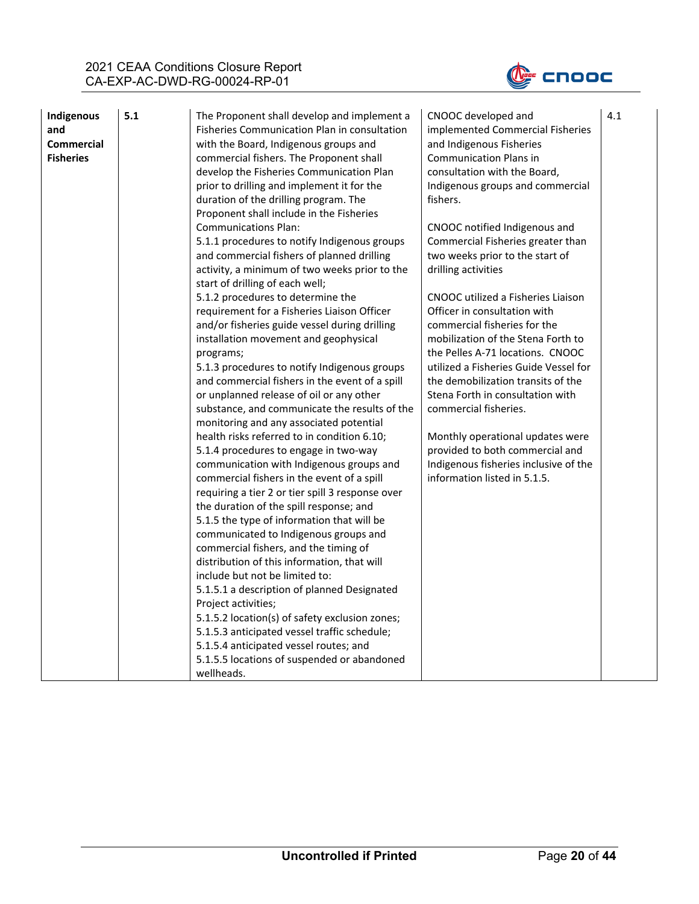| Indigenous and Commercial Fisheries | 5.1 | The Proponent shall develop and implement a Fisheries Communication Plan in consultation with the Board, Indigenous groups and commercial fishers. The Proponent shall develop the Fisheries Communication Plan prior to drilling and implement it for the duration of the drilling program. The Proponent shall include in the Fisheries Communications Plan:<br>5.1.1 procedures to notify Indigenous groups and commercial fishers of planned drilling activity, a minimum of two weeks prior to the start of drilling of each well;<br>5.1.2 procedures to determine the requirement for a Fisheries Liaison Officer and/or fisheries guide vessel during drilling installation movement and geophysical programs;<br>5.1.3 procedures to notify Indigenous groups and commercial fishers in the event of a spill or unplanned release of oil or any other substance, and communicate the results of the monitoring and any associated potential health risks referred to in condition 6.10;<br>5.1.4 procedures to engage in two-way communication with Indigenous groups and commercial fishers in the event of a spill requiring a tier 2 or tier spill 3 response over the duration of the spill response; and<br>5.1.5 the type of information that will be communicated to Indigenous groups and commercial fishers, and the timing of distribution of this information, that will include but not be limited to:<br>5.1.5.1 a description of planned Designated Project activities;<br>5.1.5.2 location(s) of safety exclusion zones;<br>5.1.5.3 anticipated vessel traffic schedule;<br>5.1.5.4 anticipated vessel routes; and<br>5.1.5.5 locations of suspended or abandoned wellheads. | CNOOC developed and implemented Commercial Fisheries and Indigenous Fisheries Communication Plans in consultation with the Board, Indigenous groups and commercial fishers.<br><br>CNOOC notified Indigenous and Commercial Fisheries greater than two weeks prior to the start of drilling activities<br><br>CNOOC utilized a Fisheries Liaison Officer in consultation with commercial fisheries for the mobilization of the Stena Forth to the Pelles A-71 locations. CNOOC utilized a Fisheries Guide Vessel for the demobilization transits of the Stena Forth in consultation with commercial fisheries.<br><br>Monthly operational updates were provided to both commercial and Indigenous fisheries inclusive of the information listed in 5.1.5. | 4.1 |
|---|---|---|---|---|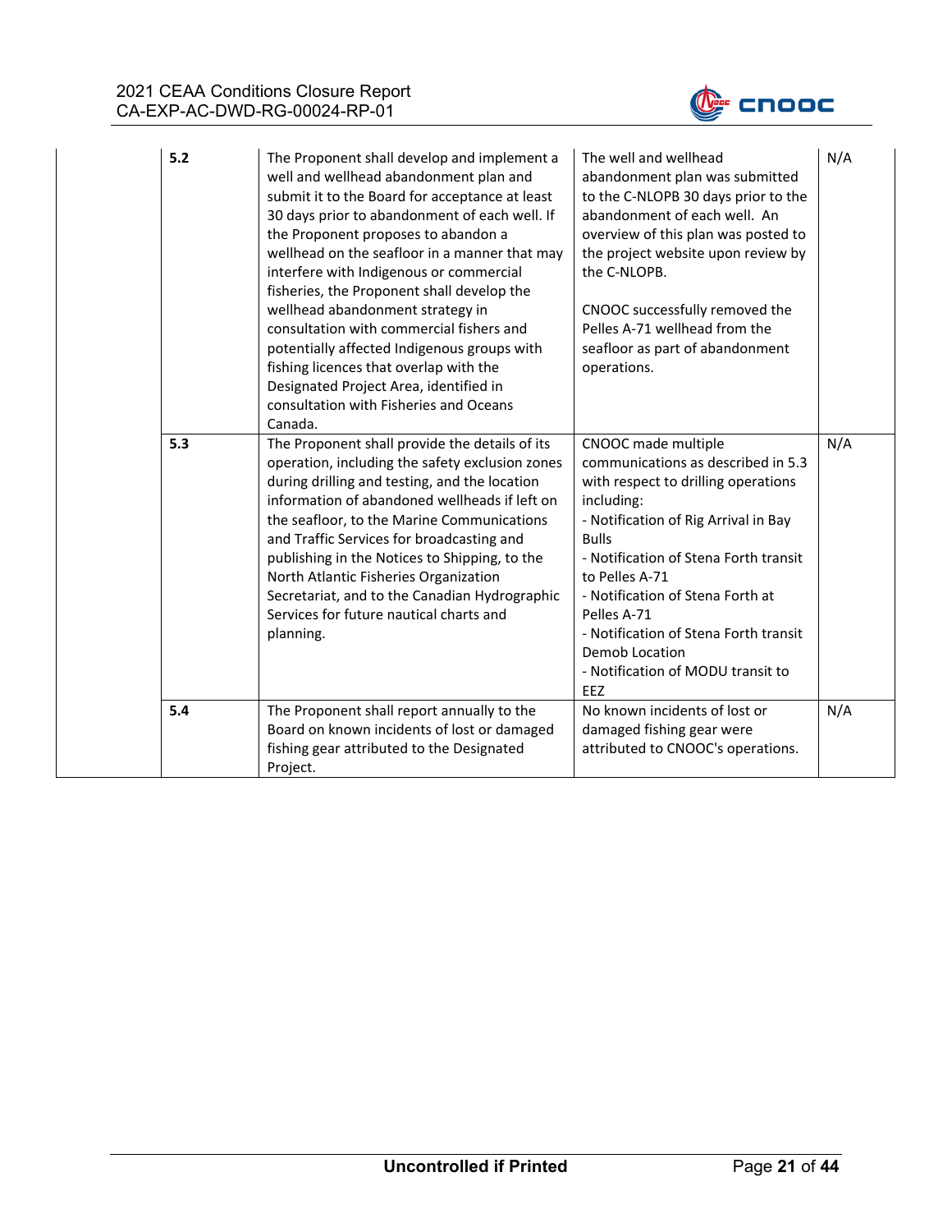|  | 5.2 | The Proponent shall develop and implement a well and wellhead abandonment plan and submit it to the Board for acceptance at least 30 days prior to abandonment of each well. If the Proponent proposes to abandon a wellhead on the seafloor in a manner that may interfere with Indigenous or commercial fisheries, the Proponent shall develop the wellhead abandonment strategy in consultation with commercial fishers and potentially affected Indigenous groups with fishing licences that overlap with the Designated Project Area, identified in consultation with Fisheries and Oceans Canada. | The well and wellhead abandonment plan was submitted to the C-NLOPB 30 days prior to the abandonment of each well. An overview of this plan was posted to the project website upon review by the C-NLOPB.<br><br>CNOOC successfully removed the Pelles A-71 wellhead from the seafloor as part of abandonment operations. | N/A |
|---|---|---|---|---|
|  | 5.3 | The Proponent shall provide the details of its operation, including the safety exclusion zones during drilling and testing, and the location information of abandoned wellheads if left on the seafloor, to the Marine Communications and Traffic Services for broadcasting and publishing in the Notices to Shipping, to the North Atlantic Fisheries Organization Secretariat, and to the Canadian Hydrographic Services for future nautical charts and planning. | CNOOC made multiple communications as described in 5.3 with respect to drilling operations including:<br>- Notification of Rig Arrival in Bay Bulls<br>- Notification of Stena Forth transit to Pelles A-71<br>- Notification of Stena Forth at Pelles A-71<br>- Notification of Stena Forth transit Demob Location<br>- Notification of MODU transit to EEZ | N/A |
|  | 5.4 | The Proponent shall report annually to the Board on known incidents of lost or damaged fishing gear attributed to the Designated Project. | No known incidents of lost or damaged fishing gear were attributed to CNOOC's operations. | N/A |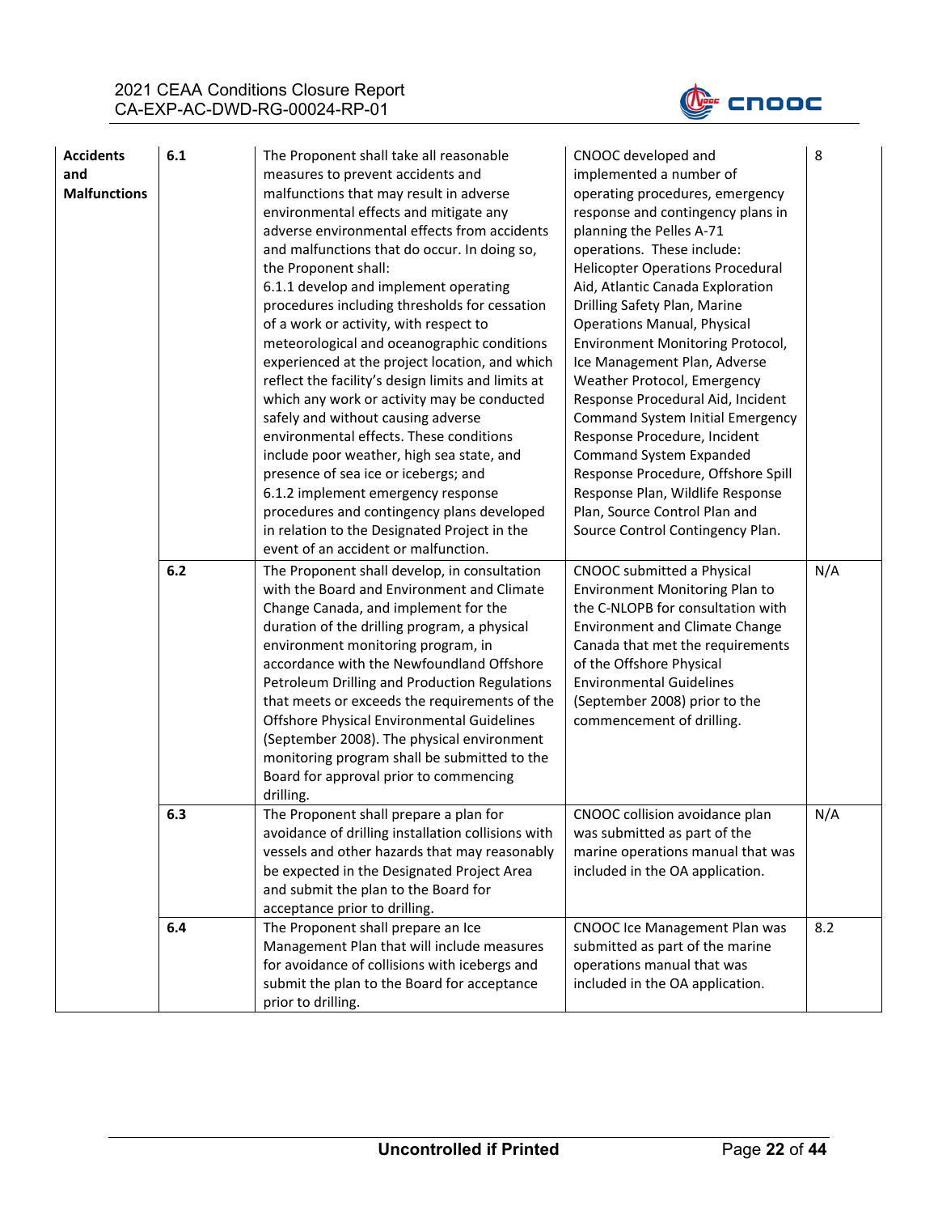| | | | | |
|---|---|---|---|---|
| **Accidents and Malfunctions** | **6.1** | The Proponent shall take all reasonable measures to prevent accidents and malfunctions that may result in adverse environmental effects and mitigate any adverse environmental effects from accidents and malfunctions that do occur. In doing so, the Proponent shall:<br>6.1.1 develop and implement operating procedures including thresholds for cessation of a work or activity, with respect to meteorological and oceanographic conditions experienced at the project location, and which reflect the facility's design limits and limits at which any work or activity may be conducted safely and without causing adverse environmental effects. These conditions include poor weather, high sea state, and presence of sea ice or icebergs; and<br>6.1.2 implement emergency response procedures and contingency plans developed in relation to the Designated Project in the event of an accident or malfunction. | CNOOC developed and implemented a number of operating procedures, emergency response and contingency plans in planning the Pelles A-71 operations. These include: Helicopter Operations Procedural Aid, Atlantic Canada Exploration Drilling Safety Plan, Marine Operations Manual, Physical Environment Monitoring Protocol, Ice Management Plan, Adverse Weather Protocol, Emergency Response Procedural Aid, Incident Command System Initial Emergency Response Procedure, Incident Command System Expanded Response Procedure, Offshore Spill Response Plan, Wildlife Response Plan, Source Control Plan and Source Control Contingency Plan. | 8 |
| | **6.2** | The Proponent shall develop, in consultation with the Board and Environment and Climate Change Canada, and implement for the duration of the drilling program, a physical environment monitoring program, in accordance with the Newfoundland Offshore Petroleum Drilling and Production Regulations that meets or exceeds the requirements of the Offshore Physical Environmental Guidelines (September 2008). The physical environment monitoring program shall be submitted to the Board for approval prior to commencing drilling. | CNOOC submitted a Physical Environment Monitoring Plan to the C-NLOPB for consultation with Environment and Climate Change Canada that met the requirements of the Offshore Physical Environmental Guidelines (September 2008) prior to the commencement of drilling. | N/A |
| | **6.3** | The Proponent shall prepare a plan for avoidance of drilling installation collisions with vessels and other hazards that may reasonably be expected in the Designated Project Area and submit the plan to the Board for acceptance prior to drilling. | CNOOC collision avoidance plan was submitted as part of the marine operations manual that was included in the OA application. | N/A |
| | **6.4** | The Proponent shall prepare an Ice Management Plan that will include measures for avoidance of collisions with icebergs and submit the plan to the Board for acceptance prior to drilling. | CNOOC Ice Management Plan was submitted as part of the marine operations manual that was included in the OA application. | 8.2 |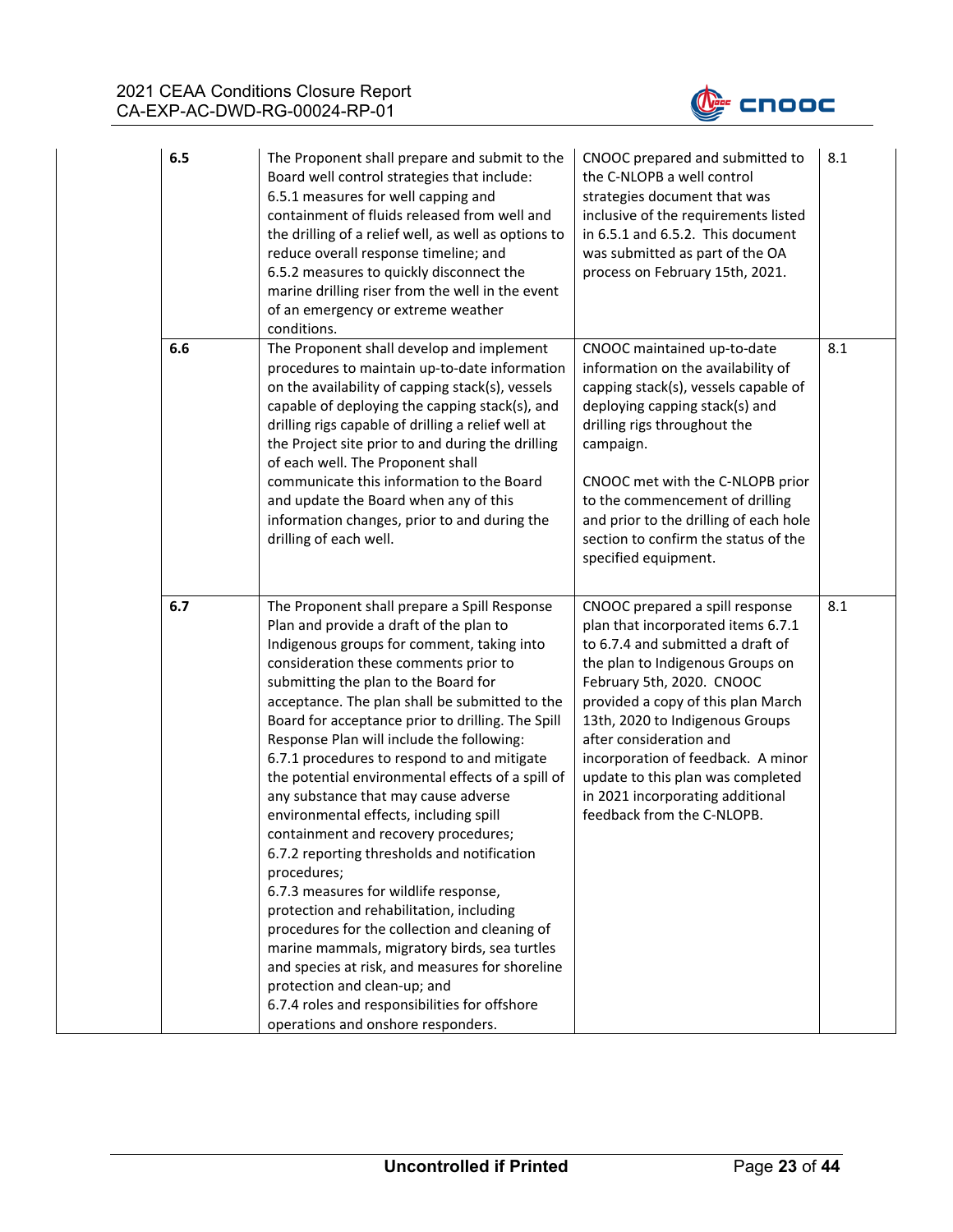| | | | |
|---|---|---|---|
| **6.5** | The Proponent shall prepare and submit to the Board well control strategies that include:<br>6.5.1 measures for well capping and containment of fluids released from well and the drilling of a relief well, as well as options to reduce overall response timeline; and<br>6.5.2 measures to quickly disconnect the marine drilling riser from the well in the event of an emergency or extreme weather conditions. | CNOOC prepared and submitted to the C-NLOPB a well control strategies document that was inclusive of the requirements listed in 6.5.1 and 6.5.2. This document was submitted as part of the OA process on February 15th, 2021. | 8.1 |
| **6.6** | The Proponent shall develop and implement procedures to maintain up-to-date information on the availability of capping stack(s), vessels capable of deploying the capping stack(s), and drilling rigs capable of drilling a relief well at the Project site prior to and during the drilling of each well. The Proponent shall communicate this information to the Board and update the Board when any of this information changes, prior to and during the drilling of each well. | CNOOC maintained up-to-date information on the availability of capping stack(s), vessels capable of deploying capping stack(s) and drilling rigs throughout the campaign.<br><br>CNOOC met with the C-NLOPB prior to the commencement of drilling and prior to the drilling of each hole section to confirm the status of the specified equipment. | 8.1 |
| **6.7** | The Proponent shall prepare a Spill Response Plan and provide a draft of the plan to Indigenous groups for comment, taking into consideration these comments prior to submitting the plan to the Board for acceptance. The plan shall be submitted to the Board for acceptance prior to drilling. The Spill Response Plan will include the following:<br>6.7.1 procedures to respond to and mitigate the potential environmental effects of a spill of any substance that may cause adverse environmental effects, including spill containment and recovery procedures;<br>6.7.2 reporting thresholds and notification procedures;<br>6.7.3 measures for wildlife response, protection and rehabilitation, including procedures for the collection and cleaning of marine mammals, migratory birds, sea turtles and species at risk, and measures for shoreline protection and clean-up; and<br>6.7.4 roles and responsibilities for offshore operations and onshore responders. | CNOOC prepared a spill response plan that incorporated items 6.7.1 to 6.7.4 and submitted a draft of the plan to Indigenous Groups on February 5th, 2020. CNOOC provided a copy of this plan March 13th, 2020 to Indigenous Groups after consideration and incorporation of feedback. A minor update to this plan was completed in 2021 incorporating additional feedback from the C-NLOPB. | 8.1 |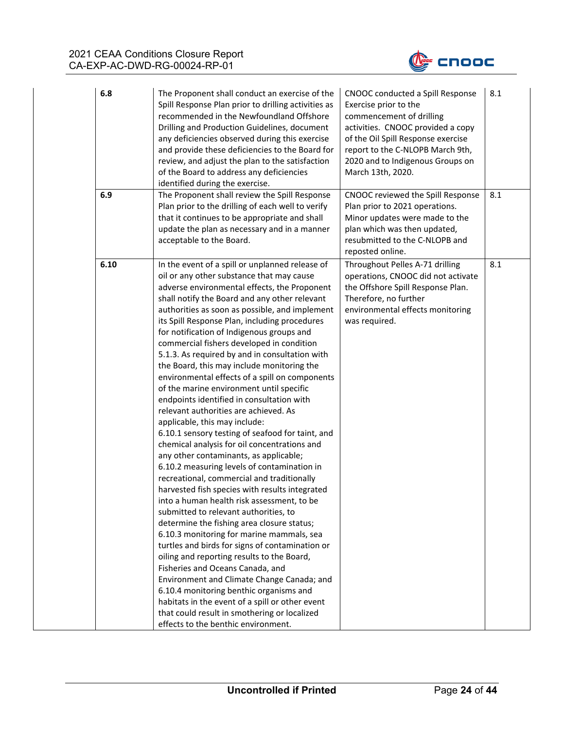| | | | |
|---|---|---|---|
| **6.8** | The Proponent shall conduct an exercise of the Spill Response Plan prior to drilling activities as recommended in the Newfoundland Offshore Drilling and Production Guidelines, document any deficiencies observed during this exercise and provide these deficiencies to the Board for review, and adjust the plan to the satisfaction of the Board to address any deficiencies identified during the exercise. | CNOOC conducted a Spill Response Exercise prior to the commencement of drilling activities. CNOOC provided a copy of the Oil Spill Response exercise report to the C-NLOPB March 9th, 2020 and to Indigenous Groups on March 13th, 2020. | 8.1 |
| **6.9** | The Proponent shall review the Spill Response Plan prior to the drilling of each well to verify that it continues to be appropriate and shall update the plan as necessary and in a manner acceptable to the Board. | CNOOC reviewed the Spill Response Plan prior to 2021 operations. Minor updates were made to the plan which was then updated, resubmitted to the C-NLOPB and reposted online. | 8.1 |
| **6.10** | In the event of a spill or unplanned release of oil or any other substance that may cause adverse environmental effects, the Proponent shall notify the Board and any other relevant authorities as soon as possible, and implement its Spill Response Plan, including procedures for notification of Indigenous groups and commercial fishers developed in condition 5.1.3. As required by and in consultation with the Board, this may include monitoring the environmental effects of a spill on components of the marine environment until specific endpoints identified in consultation with relevant authorities are achieved. As applicable, this may include:<br>6.10.1 sensory testing of seafood for taint, and chemical analysis for oil concentrations and any other contaminants, as applicable;<br>6.10.2 measuring levels of contamination in recreational, commercial and traditionally harvested fish species with results integrated into a human health risk assessment, to be submitted to relevant authorities, to determine the fishing area closure status;<br>6.10.3 monitoring for marine mammals, sea turtles and birds for signs of contamination or oiling and reporting results to the Board, Fisheries and Oceans Canada, and Environment and Climate Change Canada; and<br>6.10.4 monitoring benthic organisms and habitats in the event of a spill or other event that could result in smothering or localized effects to the benthic environment. | Throughout Pelles A-71 drilling operations, CNOOC did not activate the Offshore Spill Response Plan. Therefore, no further environmental effects monitoring was required. | 8.1 |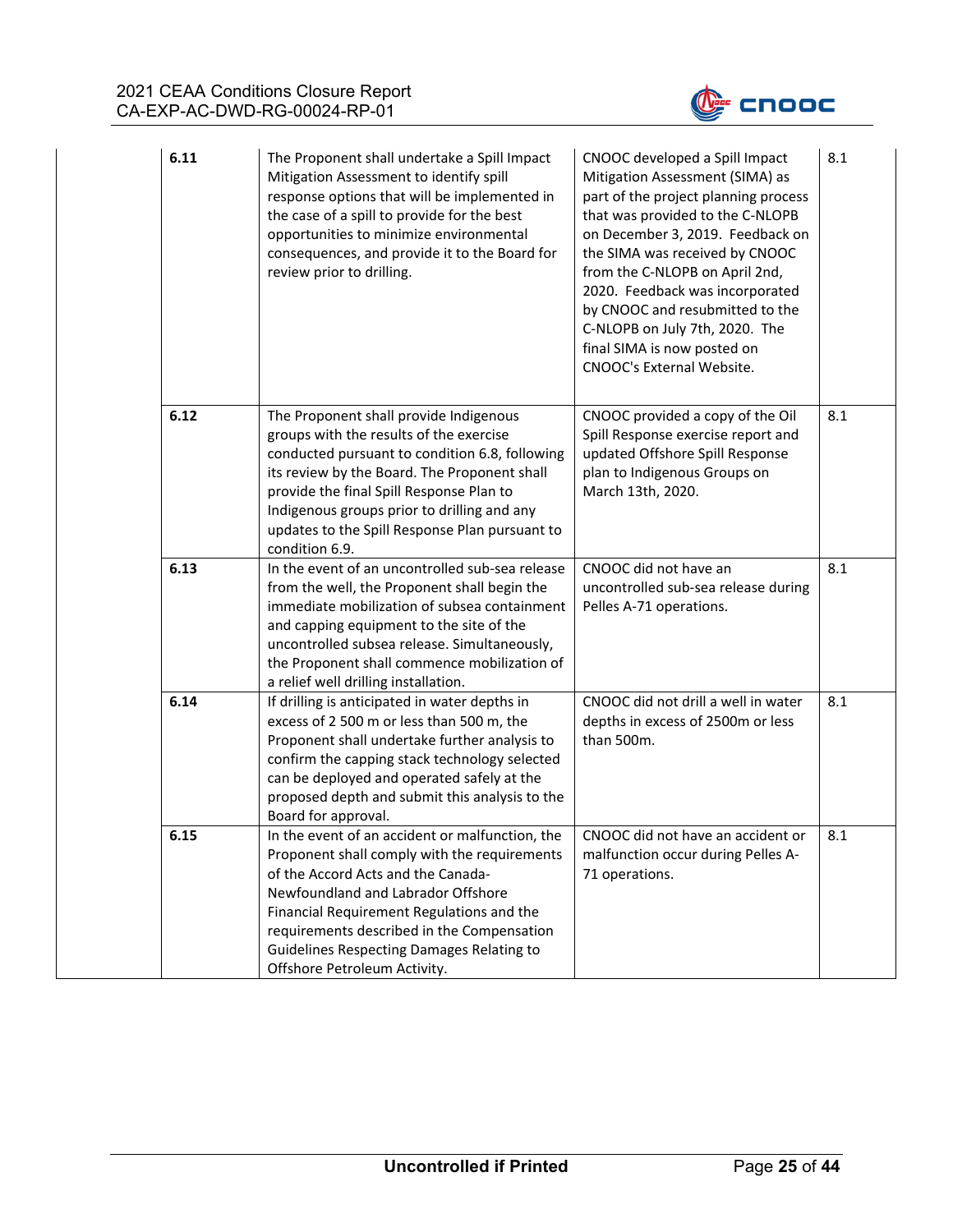| | | | |
|---|---|---|---|
| **6.11** | The Proponent shall undertake a Spill Impact Mitigation Assessment to identify spill response options that will be implemented in the case of a spill to provide for the best opportunities to minimize environmental consequences, and provide it to the Board for review prior to drilling. | CNOOC developed a Spill Impact Mitigation Assessment (SIMA) as part of the project planning process that was provided to the C-NLOPB on December 3, 2019. Feedback on the SIMA was received by CNOOC from the C-NLOPB on April 2nd, 2020. Feedback was incorporated by CNOOC and resubmitted to the C-NLOPB on July 7th, 2020. The final SIMA is now posted on CNOOC's External Website. | 8.1 |
| **6.12** | The Proponent shall provide Indigenous groups with the results of the exercise conducted pursuant to condition 6.8, following its review by the Board. The Proponent shall provide the final Spill Response Plan to Indigenous groups prior to drilling and any updates to the Spill Response Plan pursuant to condition 6.9. | CNOOC provided a copy of the Oil Spill Response exercise report and updated Offshore Spill Response plan to Indigenous Groups on March 13th, 2020. | 8.1 |
| **6.13** | In the event of an uncontrolled sub-sea release from the well, the Proponent shall begin the immediate mobilization of subsea containment and capping equipment to the site of the uncontrolled subsea release. Simultaneously, the Proponent shall commence mobilization of a relief well drilling installation. | CNOOC did not have an uncontrolled sub-sea release during Pelles A-71 operations. | 8.1 |
| **6.14** | If drilling is anticipated in water depths in excess of 2 500 m or less than 500 m, the Proponent shall undertake further analysis to confirm the capping stack technology selected can be deployed and operated safely at the proposed depth and submit this analysis to the Board for approval. | CNOOC did not drill a well in water depths in excess of 2500m or less than 500m. | 8.1 |
| **6.15** | In the event of an accident or malfunction, the Proponent shall comply with the requirements of the Accord Acts and the Canada-Newfoundland and Labrador Offshore Financial Requirement Regulations and the requirements described in the Compensation Guidelines Respecting Damages Relating to Offshore Petroleum Activity. | CNOOC did not have an accident or malfunction occur during Pelles A-71 operations. | 8.1 |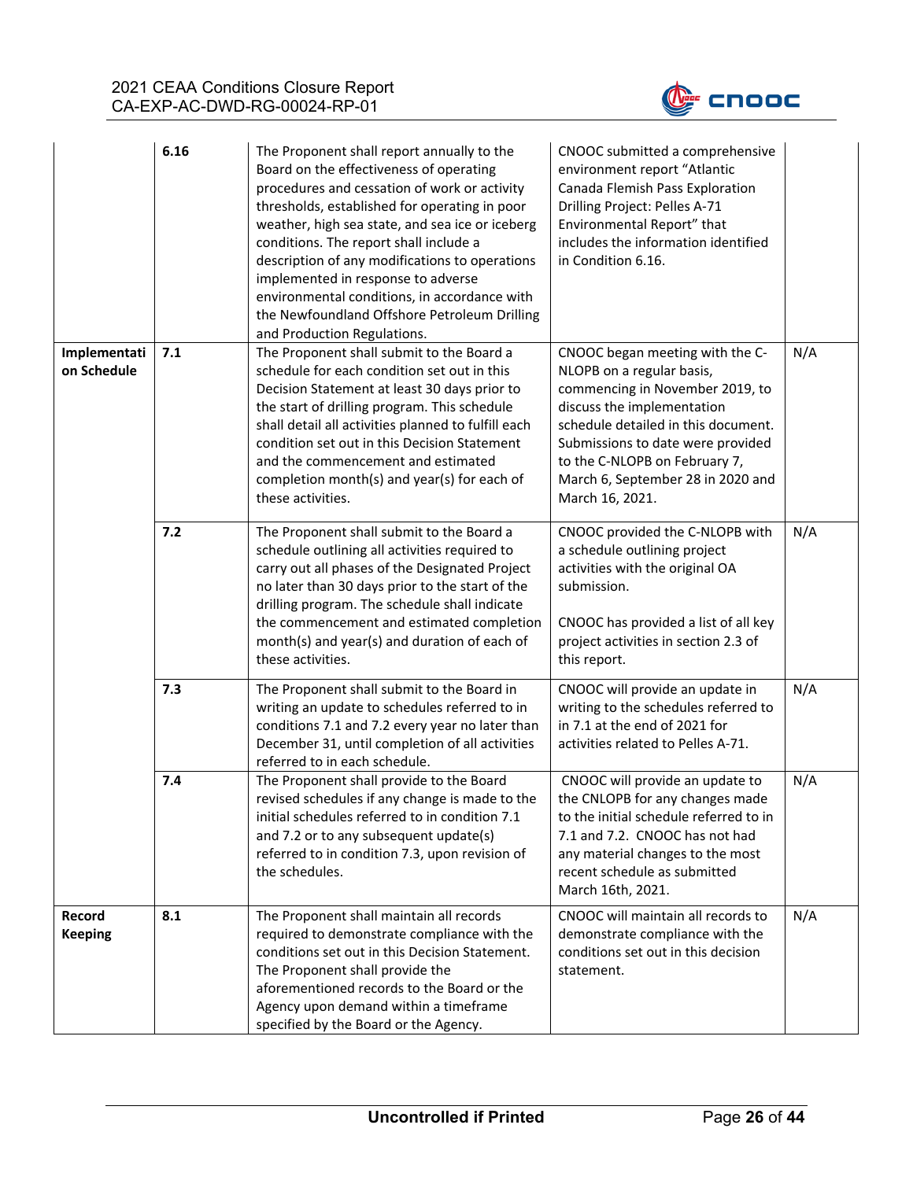| | | | | |
|---|---|---|---|---|
| | **6.16** | The Proponent shall report annually to the Board on the effectiveness of operating procedures and cessation of work or activity thresholds, established for operating in poor weather, high sea state, and sea ice or iceberg conditions. The report shall include a description of any modifications to operations implemented in response to adverse environmental conditions, in accordance with the Newfoundland Offshore Petroleum Drilling and Production Regulations. | CNOOC submitted a comprehensive environment report "Atlantic Canada Flemish Pass Exploration Drilling Project: Pelles A-71 Environmental Report" that includes the information identified in Condition 6.16. | |
| **Implementation Schedule** | **7.1** | The Proponent shall submit to the Board a schedule for each condition set out in this Decision Statement at least 30 days prior to the start of drilling program. This schedule shall detail all activities planned to fulfill each condition set out in this Decision Statement and the commencement and estimated completion month(s) and year(s) for each of these activities. | CNOOC began meeting with the C-NLOPB on a regular basis, commencing in November 2019, to discuss the implementation schedule detailed in this document. Submissions to date were provided to the C-NLOPB on February 7, March 6, September 28 in 2020 and March 16, 2021. | N/A |
| | **7.2** | The Proponent shall submit to the Board a schedule outlining all activities required to carry out all phases of the Designated Project no later than 30 days prior to the start of the drilling program. The schedule shall indicate the commencement and estimated completion month(s) and year(s) and duration of each of these activities. | CNOOC provided the C-NLOPB with a schedule outlining project activities with the original OA submission.<br><br>CNOOC has provided a list of all key project activities in section 2.3 of this report. | N/A |
| | **7.3** | The Proponent shall submit to the Board in writing an update to schedules referred to in conditions 7.1 and 7.2 every year no later than December 31, until completion of all activities referred to in each schedule. | CNOOC will provide an update in writing to the schedules referred to in 7.1 at the end of 2021 for activities related to Pelles A-71. | N/A |
| | **7.4** | The Proponent shall provide to the Board revised schedules if any change is made to the initial schedules referred to in condition 7.1 and 7.2 or to any subsequent update(s) referred to in condition 7.3, upon revision of the schedules. | CNOOC will provide an update to the CNLOPB for any changes made to the initial schedule referred to in 7.1 and 7.2. CNOOC has not had any material changes to the most recent schedule as submitted March 16th, 2021. | N/A |
| **Record Keeping** | **8.1** | The Proponent shall maintain all records required to demonstrate compliance with the conditions set out in this Decision Statement. The Proponent shall provide the aforementioned records to the Board or the Agency upon demand within a timeframe specified by the Board or the Agency. | CNOOC will maintain all records to demonstrate compliance with the conditions set out in this decision statement. | N/A |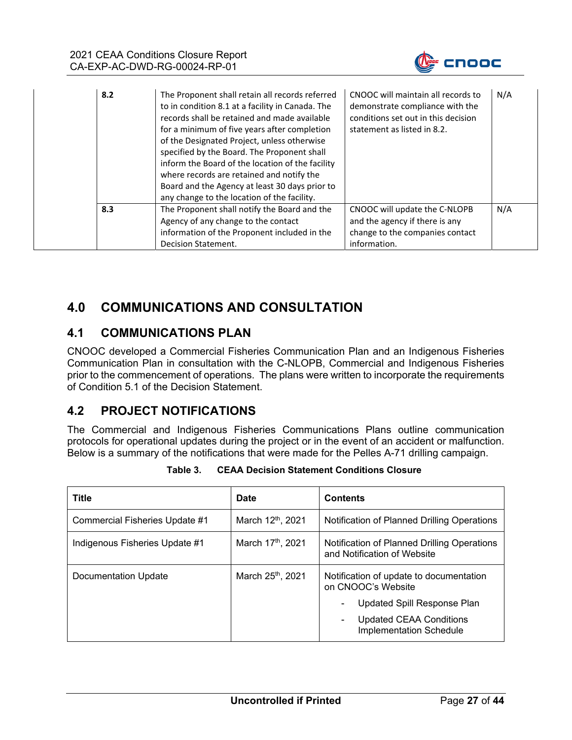| | | | |
|---|---|---|---|
| **8.2** | The Proponent shall retain all records referred to in condition 8.1 at a facility in Canada. The records shall be retained and made available for a minimum of five years after completion of the Designated Project, unless otherwise specified by the Board. The Proponent shall inform the Board of the location of the facility where records are retained and notify the Board and the Agency at least 30 days prior to any change to the location of the facility. | CNOOC will maintain all records to demonstrate compliance with the conditions set out in this decision statement as listed in 8.2. | N/A |
| **8.3** | The Proponent shall notify the Board and the Agency of any change to the contact information of the Proponent included in the Decision Statement. | CNOOC will update the C-NLOPB and the agency if there is any change to the companies contact information. | N/A |

# 4.0 COMMUNICATIONS AND CONSULTATION

## 4.1 COMMUNICATIONS PLAN

CNOOC developed a Commercial Fisheries Communication Plan and an Indigenous Fisheries Communication Plan in consultation with the C-NLOPB, Commercial and Indigenous Fisheries prior to the commencement of operations. The plans were written to incorporate the requirements of Condition 5.1 of the Decision Statement.

## 4.2 PROJECT NOTIFICATIONS

The Commercial and Indigenous Fisheries Communications Plans outline communication protocols for operational updates during the project or in the event of an accident or malfunction. Below is a summary of the notifications that were made for the Pelles A-71 drilling campaign.

**Table 3. CEAA Decision Statement Conditions Closure**

| Title | Date | Contents |
|---|---|---|
| Commercial Fisheries Update #1 | March 12th, 2021 | Notification of Planned Drilling Operations |
| Indigenous Fisheries Update #1 | March 17th, 2021 | Notification of Planned Drilling Operations and Notification of Website |
| Documentation Update | March 25th, 2021 | Notification of update to documentation on CNOOC's Website<br>- Updated Spill Response Plan<br>- Updated CEAA Conditions Implementation Schedule |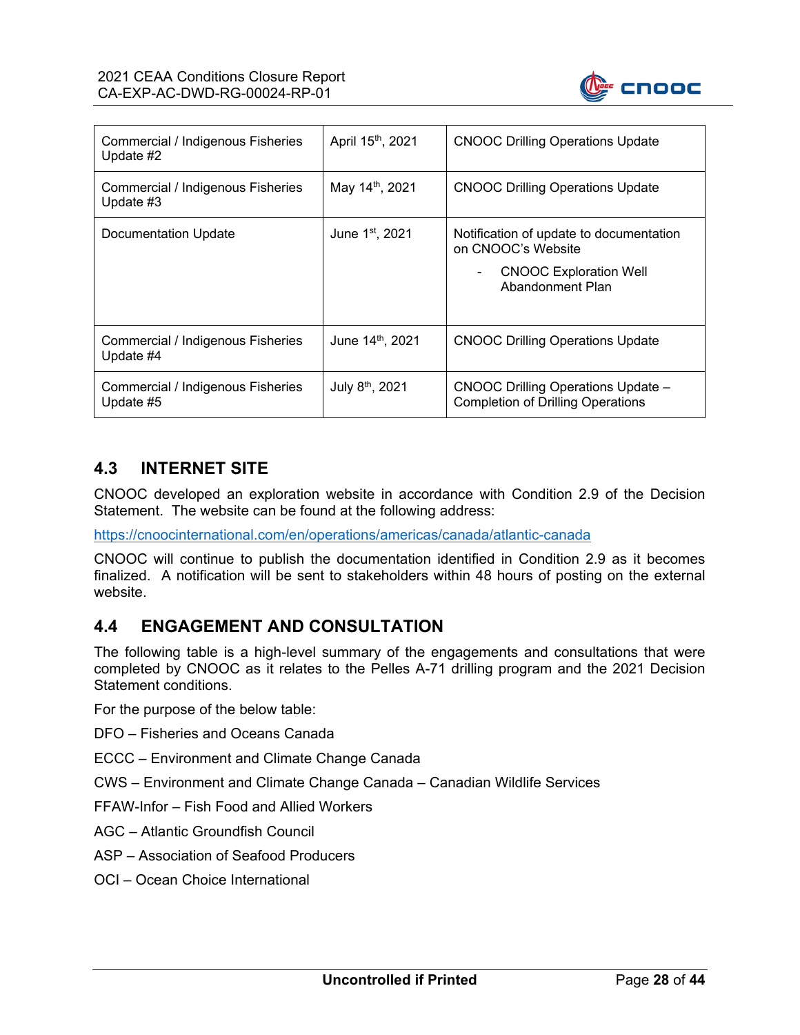| Commercial / Indigenous Fisheries Update #2 | April 15th, 2021 | CNOOC Drilling Operations Update |
|---|---|---|
| Commercial / Indigenous Fisheries Update #3 | May 14th, 2021 | CNOOC Drilling Operations Update |
| Documentation Update | June 1st, 2021 | Notification of update to documentation on CNOOC's Website<br>- CNOOC Exploration Well Abandonment Plan |
| Commercial / Indigenous Fisheries Update #4 | June 14th, 2021 | CNOOC Drilling Operations Update |
| Commercial / Indigenous Fisheries Update #5 | July 8th, 2021 | CNOOC Drilling Operations Update – Completion of Drilling Operations |

## 4.3 INTERNET SITE

CNOOC developed an exploration website in accordance with Condition 2.9 of the Decision Statement. The website can be found at the following address:

https://cnoocinternational.com/en/operations/americas/canada/atlantic-canada

CNOOC will continue to publish the documentation identified in Condition 2.9 as it becomes finalized. A notification will be sent to stakeholders within 48 hours of posting on the external website.

## 4.4 ENGAGEMENT AND CONSULTATION

The following table is a high-level summary of the engagements and consultations that were completed by CNOOC as it relates to the Pelles A-71 drilling program and the 2021 Decision Statement conditions.

For the purpose of the below table:

DFO – Fisheries and Oceans Canada

ECCC – Environment and Climate Change Canada

CWS – Environment and Climate Change Canada – Canadian Wildlife Services

FFAW-Infor – Fish Food and Allied Workers

AGC – Atlantic Groundfish Council

ASP – Association of Seafood Producers

OCI – Ocean Choice International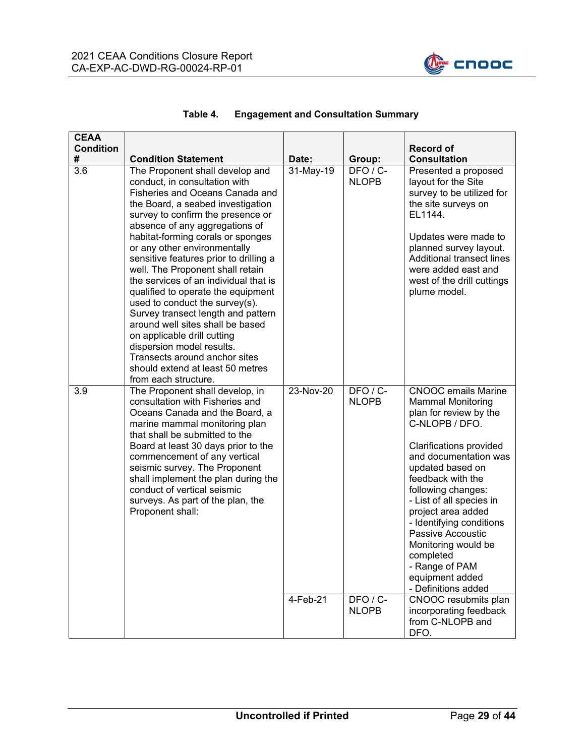**Table 4. Engagement and Consultation Summary**

| CEAA Condition # | Condition Statement | Date: | Group: | Record of Consultation |
|---|---|---|---|---|
| 3.6 | The Proponent shall develop and conduct, in consultation with Fisheries and Oceans Canada and the Board, a seabed investigation survey to confirm the presence or absence of any aggregations of habitat-forming corals or sponges or any other environmentally sensitive features prior to drilling a well. The Proponent shall retain the services of an individual that is qualified to operate the equipment used to conduct the survey(s). Survey transect length and pattern around well sites shall be based on applicable drill cutting dispersion model results. Transects around anchor sites should extend at least 50 metres from each structure. | 31-May-19 | DFO / C-NLOPB | Presented a proposed layout for the Site survey to be utilized for the site surveys on EL1144.<br><br>Updates were made to planned survey layout. Additional transect lines were added east and west of the drill cuttings plume model. |
| 3.9 | The Proponent shall develop, in consultation with Fisheries and Oceans Canada and the Board, a marine mammal monitoring plan that shall be submitted to the Board at least 30 days prior to the commencement of any vertical seismic survey. The Proponent shall implement the plan during the conduct of vertical seismic surveys. As part of the plan, the Proponent shall: | 23-Nov-20 | DFO / C-NLOPB | CNOOC emails Marine Mammal Monitoring plan for review by the C-NLOPB / DFO.<br><br>Clarifications provided and documentation was updated based on feedback with the following changes:<br>- List of all species in project area added<br>- Identifying conditions Passive Accoustic Monitoring would be completed<br>- Range of PAM equipment added<br>- Definitions added |
| | | 4-Feb-21 | DFO / C-NLOPB | CNOOC resubmits plan incorporating feedback from C-NLOPB and DFO. |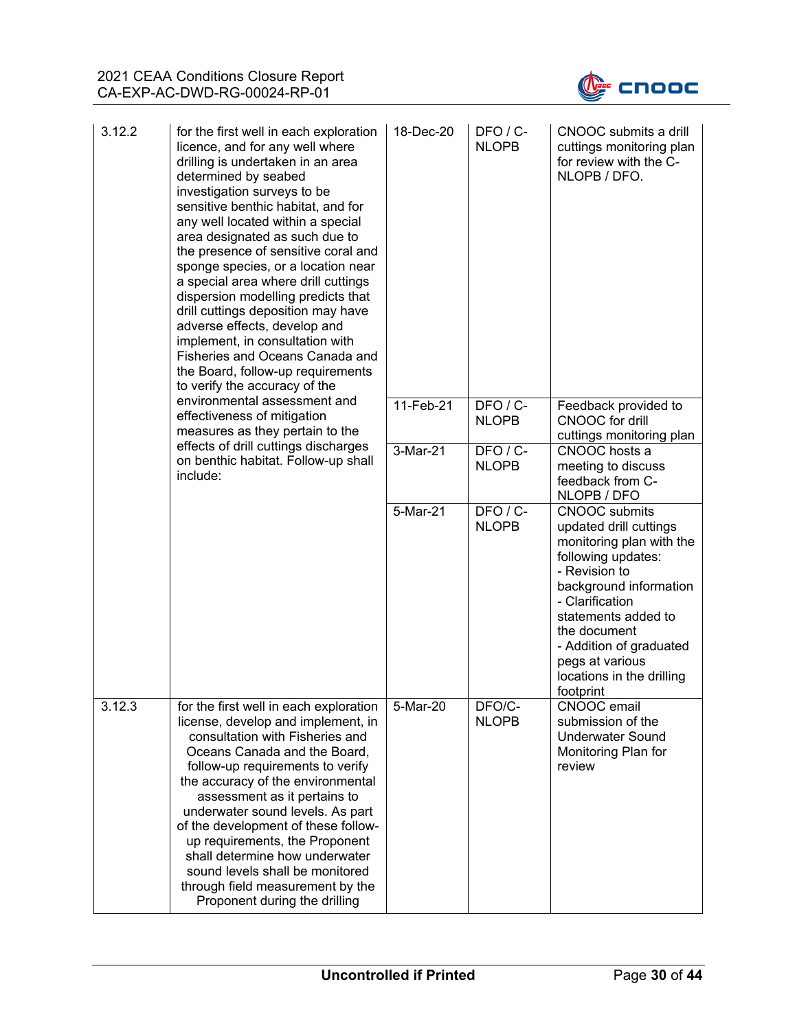| | | | | |
|---|---|---|---|---|
| 3.12.2 | for the first well in each exploration licence, and for any well where drilling is undertaken in an area determined by seabed investigation surveys to be sensitive benthic habitat, and for any well located within a special area designated as such due to the presence of sensitive coral and sponge species, or a location near a special area where drill cuttings dispersion modelling predicts that drill cuttings deposition may have adverse effects, develop and implement, in consultation with Fisheries and Oceans Canada and the Board, follow-up requirements to verify the accuracy of the environmental assessment and effectiveness of mitigation measures as they pertain to the effects of drill cuttings discharges on benthic habitat. Follow-up shall include: | 18-Dec-20 | DFO / C-NLOPB | CNOOC submits a drill cuttings monitoring plan for review with the C-NLOPB / DFO. |
| | | 11-Feb-21 | DFO / C-NLOPB | Feedback provided to CNOOC for drill cuttings monitoring plan |
| | | 3-Mar-21 | DFO / C-NLOPB | CNOOC hosts a meeting to discuss feedback from C-NLOPB / DFO |
| | | 5-Mar-21 | DFO / C-NLOPB | CNOOC submits updated drill cuttings monitoring plan with the following updates:<br>- Revision to background information<br>- Clarification statements added to the document<br>- Addition of graduated pegs at various locations in the drilling footprint |
| 3.12.3 | for the first well in each exploration license, develop and implement, in consultation with Fisheries and Oceans Canada and the Board, follow-up requirements to verify the accuracy of the environmental assessment as it pertains to underwater sound levels. As part of the development of these follow-up requirements, the Proponent shall determine how underwater sound levels shall be monitored through field measurement by the Proponent during the drilling | 5-Mar-20 | DFO/C-NLOPB | CNOOC email submission of the Underwater Sound Monitoring Plan for review |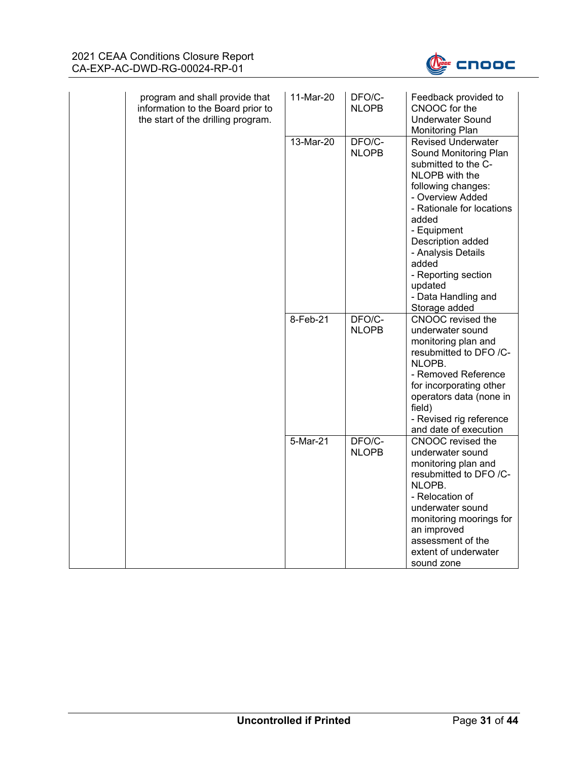| | | | | |
|---|---|---|---|---|
| | program and shall provide that information to the Board prior to the start of the drilling program. | 11-Mar-20 | DFO/C-NLOPB | Feedback provided to CNOOC for the Underwater Sound Monitoring Plan |
| | | 13-Mar-20 | DFO/C-NLOPB | Revised Underwater Sound Monitoring Plan submitted to the C-NLOPB with the following changes:<br>- Overview Added<br>- Rationale for locations added<br>- Equipment Description added<br>- Analysis Details added<br>- Reporting section updated<br>- Data Handling and Storage added |
| | | 8-Feb-21 | DFO/C-NLOPB | CNOOC revised the underwater sound monitoring plan and resubmitted to DFO /C-NLOPB.<br>- Removed Reference for incorporating other operators data (none in field)<br>- Revised rig reference and date of execution |
| | | 5-Mar-21 | DFO/C-NLOPB | CNOOC revised the underwater sound monitoring plan and resubmitted to DFO /C-NLOPB.<br>- Relocation of underwater sound monitoring moorings for an improved assessment of the extent of underwater sound zone |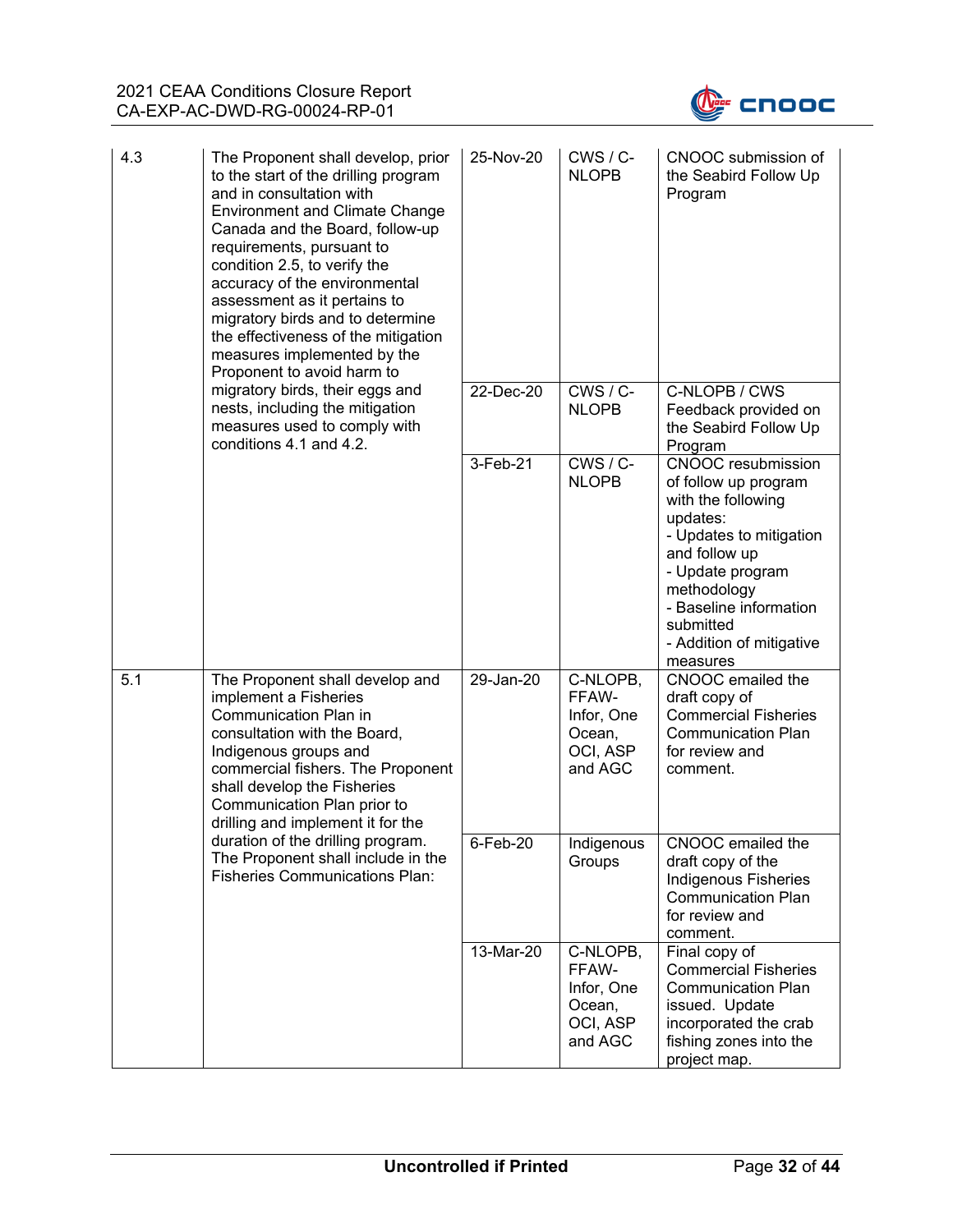| | | | | |
|---|---|---|---|---|
| 4.3 | The Proponent shall develop, prior to the start of the drilling program and in consultation with Environment and Climate Change Canada and the Board, follow-up requirements, pursuant to condition 2.5, to verify the accuracy of the environmental assessment as it pertains to migratory birds and to determine the effectiveness of the mitigation measures implemented by the Proponent to avoid harm to migratory birds, their eggs and nests, including the mitigation measures used to comply with conditions 4.1 and 4.2. | 25-Nov-20 | CWS / C-NLOPB | CNOOC submission of the Seabird Follow Up Program |
| | | 22-Dec-20 | CWS / C-NLOPB | C-NLOPB / CWS Feedback provided on the Seabird Follow Up Program |
| | | 3-Feb-21 | CWS / C-NLOPB | CNOOC resubmission of follow up program with the following updates:<br>- Updates to mitigation and follow up<br>- Update program methodology<br>- Baseline information submitted<br>- Addition of mitigative measures |
| 5.1 | The Proponent shall develop and implement a Fisheries Communication Plan in consultation with the Board, Indigenous groups and commercial fishers. The Proponent shall develop the Fisheries Communication Plan prior to drilling and implement it for the duration of the drilling program. The Proponent shall include in the Fisheries Communications Plan: | 29-Jan-20 | C-NLOPB, FFAW-Infor, One Ocean, OCI, ASP and AGC | CNOOC emailed the draft copy of Commercial Fisheries Communication Plan for review and comment. |
| | | 6-Feb-20 | Indigenous Groups | CNOOC emailed the draft copy of the Indigenous Fisheries Communication Plan for review and comment. |
| | | 13-Mar-20 | C-NLOPB, FFAW-Infor, One Ocean, OCI, ASP and AGC | Final copy of Commercial Fisheries Communication Plan issued. Update incorporated the crab fishing zones into the project map. |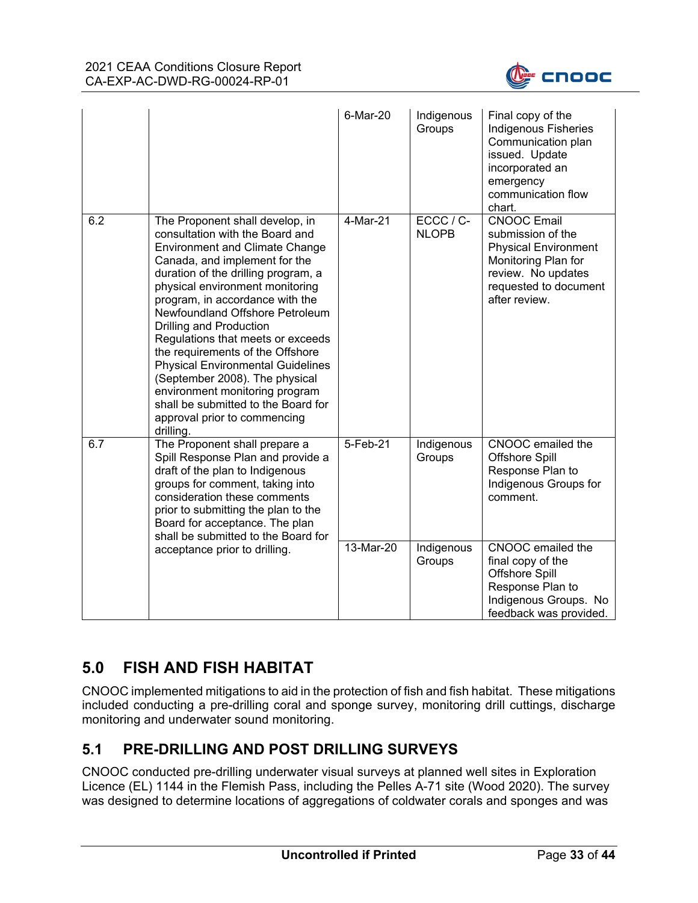| | | 6-Mar-20 | Indigenous Groups | Final copy of the Indigenous Fisheries Communication plan issued. Update incorporated an emergency communication flow chart. |
|---|---|---|---|---|
| 6.2 | The Proponent shall develop, in consultation with the Board and Environment and Climate Change Canada, and implement for the duration of the drilling program, a physical environment monitoring program, in accordance with the Newfoundland Offshore Petroleum Drilling and Production Regulations that meets or exceeds the requirements of the Offshore Physical Environmental Guidelines (September 2008). The physical environment monitoring program shall be submitted to the Board for approval prior to commencing drilling. | 4-Mar-21 | ECCC / C-NLOPB | CNOOC Email submission of the Physical Environment Monitoring Plan for review. No updates requested to document after review. |
| 6.7 | The Proponent shall prepare a Spill Response Plan and provide a draft of the plan to Indigenous groups for comment, taking into consideration these comments prior to submitting the plan to the Board for acceptance. The plan shall be submitted to the Board for acceptance prior to drilling. | 5-Feb-21 | Indigenous Groups | CNOOC emailed the Offshore Spill Response Plan to Indigenous Groups for comment. |
| | | 13-Mar-20 | Indigenous Groups | CNOOC emailed the final copy of the Offshore Spill Response Plan to Indigenous Groups. No feedback was provided. |

## 5.0 FISH AND FISH HABITAT

CNOOC implemented mitigations to aid in the protection of fish and fish habitat. These mitigations included conducting a pre-drilling coral and sponge survey, monitoring drill cuttings, discharge monitoring and underwater sound monitoring.

### 5.1 PRE-DRILLING AND POST DRILLING SURVEYS

CNOOC conducted pre-drilling underwater visual surveys at planned well sites in Exploration Licence (EL) 1144 in the Flemish Pass, including the Pelles A-71 site (Wood 2020). The survey was designed to determine locations of aggregations of coldwater corals and sponges and was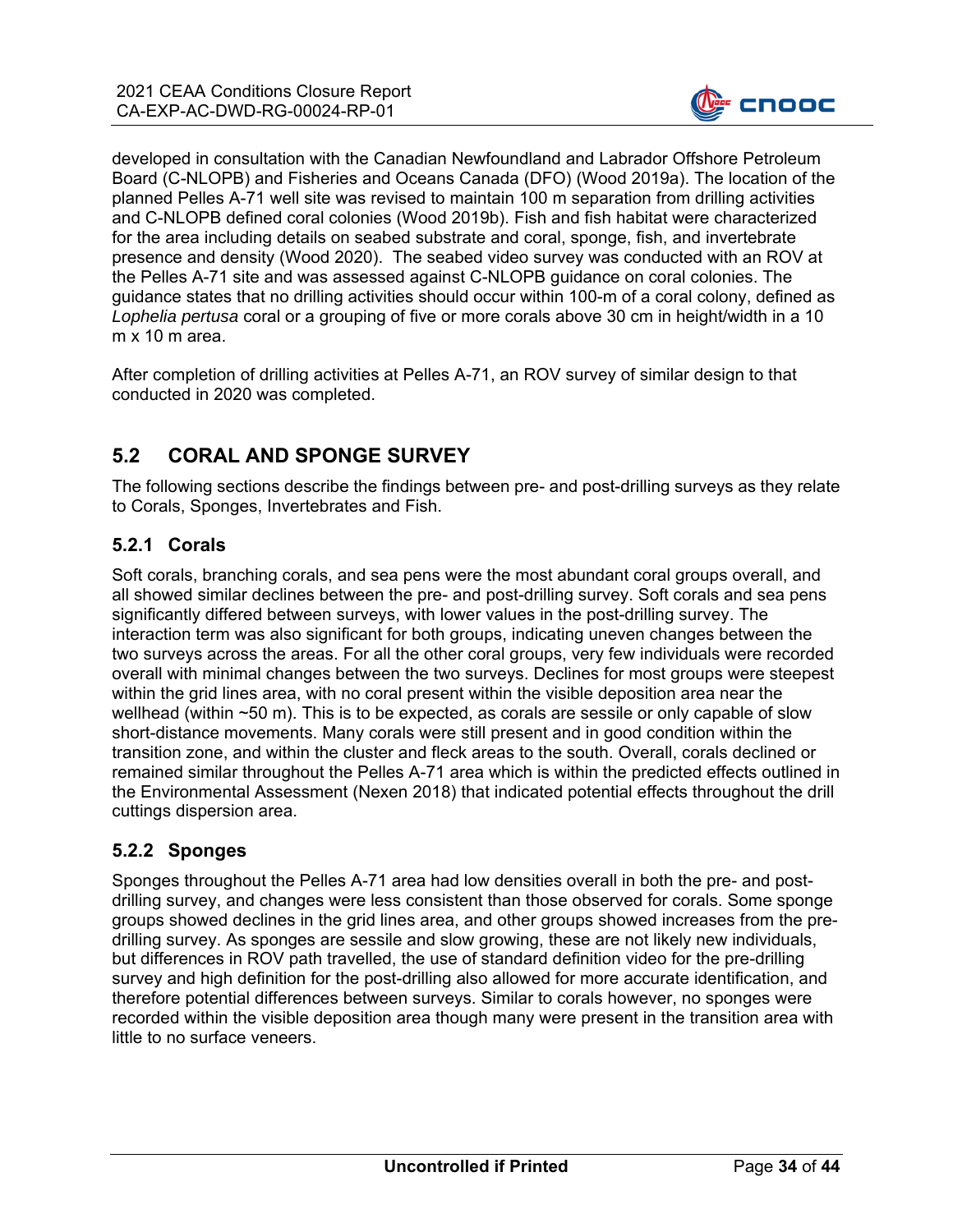developed in consultation with the Canadian Newfoundland and Labrador Offshore Petroleum Board (C-NLOPB) and Fisheries and Oceans Canada (DFO) (Wood 2019a). The location of the planned Pelles A-71 well site was revised to maintain 100 m separation from drilling activities and C-NLOPB defined coral colonies (Wood 2019b). Fish and fish habitat were characterized for the area including details on seabed substrate and coral, sponge, fish, and invertebrate presence and density (Wood 2020). The seabed video survey was conducted with an ROV at the Pelles A-71 site and was assessed against C-NLOPB guidance on coral colonies. The guidance states that no drilling activities should occur within 100-m of a coral colony, defined as *Lophelia pertusa* coral or a grouping of five or more corals above 30 cm in height/width in a 10 m x 10 m area.

After completion of drilling activities at Pelles A-71, an ROV survey of similar design to that conducted in 2020 was completed.

## 5.2 CORAL AND SPONGE SURVEY

The following sections describe the findings between pre- and post-drilling surveys as they relate to Corals, Sponges, Invertebrates and Fish.

### 5.2.1 Corals

Soft corals, branching corals, and sea pens were the most abundant coral groups overall, and all showed similar declines between the pre- and post-drilling survey. Soft corals and sea pens significantly differed between surveys, with lower values in the post-drilling survey. The interaction term was also significant for both groups, indicating uneven changes between the two surveys across the areas. For all the other coral groups, very few individuals were recorded overall with minimal changes between the two surveys. Declines for most groups were steepest within the grid lines area, with no coral present within the visible deposition area near the wellhead (within ~50 m). This is to be expected, as corals are sessile or only capable of slow short-distance movements. Many corals were still present and in good condition within the transition zone, and within the cluster and fleck areas to the south. Overall, corals declined or remained similar throughout the Pelles A-71 area which is within the predicted effects outlined in the Environmental Assessment (Nexen 2018) that indicated potential effects throughout the drill cuttings dispersion area.

### 5.2.2 Sponges

Sponges throughout the Pelles A-71 area had low densities overall in both the pre- and post-drilling survey, and changes were less consistent than those observed for corals. Some sponge groups showed declines in the grid lines area, and other groups showed increases from the pre-drilling survey. As sponges are sessile and slow growing, these are not likely new individuals, but differences in ROV path travelled, the use of standard definition video for the pre-drilling survey and high definition for the post-drilling also allowed for more accurate identification, and therefore potential differences between surveys. Similar to corals however, no sponges were recorded within the visible deposition area though many were present in the transition area with little to no surface veneers.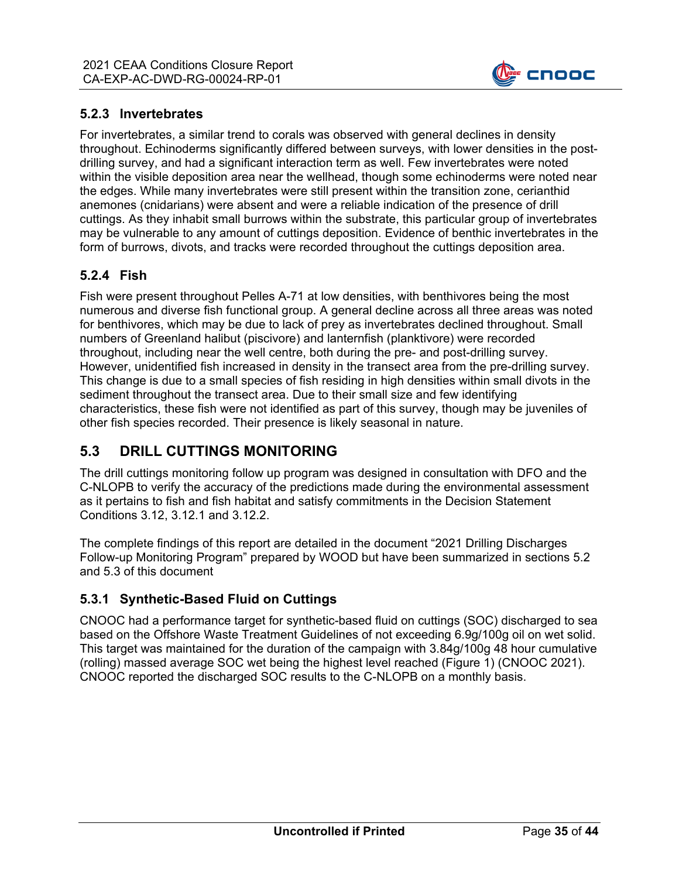### 5.2.3 Invertebrates

For invertebrates, a similar trend to corals was observed with general declines in density throughout. Echinoderms significantly differed between surveys, with lower densities in the post-drilling survey, and had a significant interaction term as well. Few invertebrates were noted within the visible deposition area near the wellhead, though some echinoderms were noted near the edges. While many invertebrates were still present within the transition zone, cerianthid anemones (cnidarians) were absent and were a reliable indication of the presence of drill cuttings. As they inhabit small burrows within the substrate, this particular group of invertebrates may be vulnerable to any amount of cuttings deposition. Evidence of benthic invertebrates in the form of burrows, divots, and tracks were recorded throughout the cuttings deposition area.

### 5.2.4 Fish

Fish were present throughout Pelles A-71 at low densities, with benthivores being the most numerous and diverse fish functional group. A general decline across all three areas was noted for benthivores, which may be due to lack of prey as invertebrates declined throughout. Small numbers of Greenland halibut (piscivore) and lanternfish (planktivore) were recorded throughout, including near the well centre, both during the pre- and post-drilling survey. However, unidentified fish increased in density in the transect area from the pre-drilling survey. This change is due to a small species of fish residing in high densities within small divots in the sediment throughout the transect area. Due to their small size and few identifying characteristics, these fish were not identified as part of this survey, though may be juveniles of other fish species recorded. Their presence is likely seasonal in nature.

## 5.3 DRILL CUTTINGS MONITORING

The drill cuttings monitoring follow up program was designed in consultation with DFO and the C-NLOPB to verify the accuracy of the predictions made during the environmental assessment as it pertains to fish and fish habitat and satisfy commitments in the Decision Statement Conditions 3.12, 3.12.1 and 3.12.2.

The complete findings of this report are detailed in the document "2021 Drilling Discharges Follow-up Monitoring Program" prepared by WOOD but have been summarized in sections 5.2 and 5.3 of this document

### 5.3.1 Synthetic-Based Fluid on Cuttings

CNOOC had a performance target for synthetic-based fluid on cuttings (SOC) discharged to sea based on the Offshore Waste Treatment Guidelines of not exceeding 6.9g/100g oil on wet solid. This target was maintained for the duration of the campaign with 3.84g/100g 48 hour cumulative (rolling) massed average SOC wet being the highest level reached (Figure 1) (CNOOC 2021). CNOOC reported the discharged SOC results to the C-NLOPB on a monthly basis.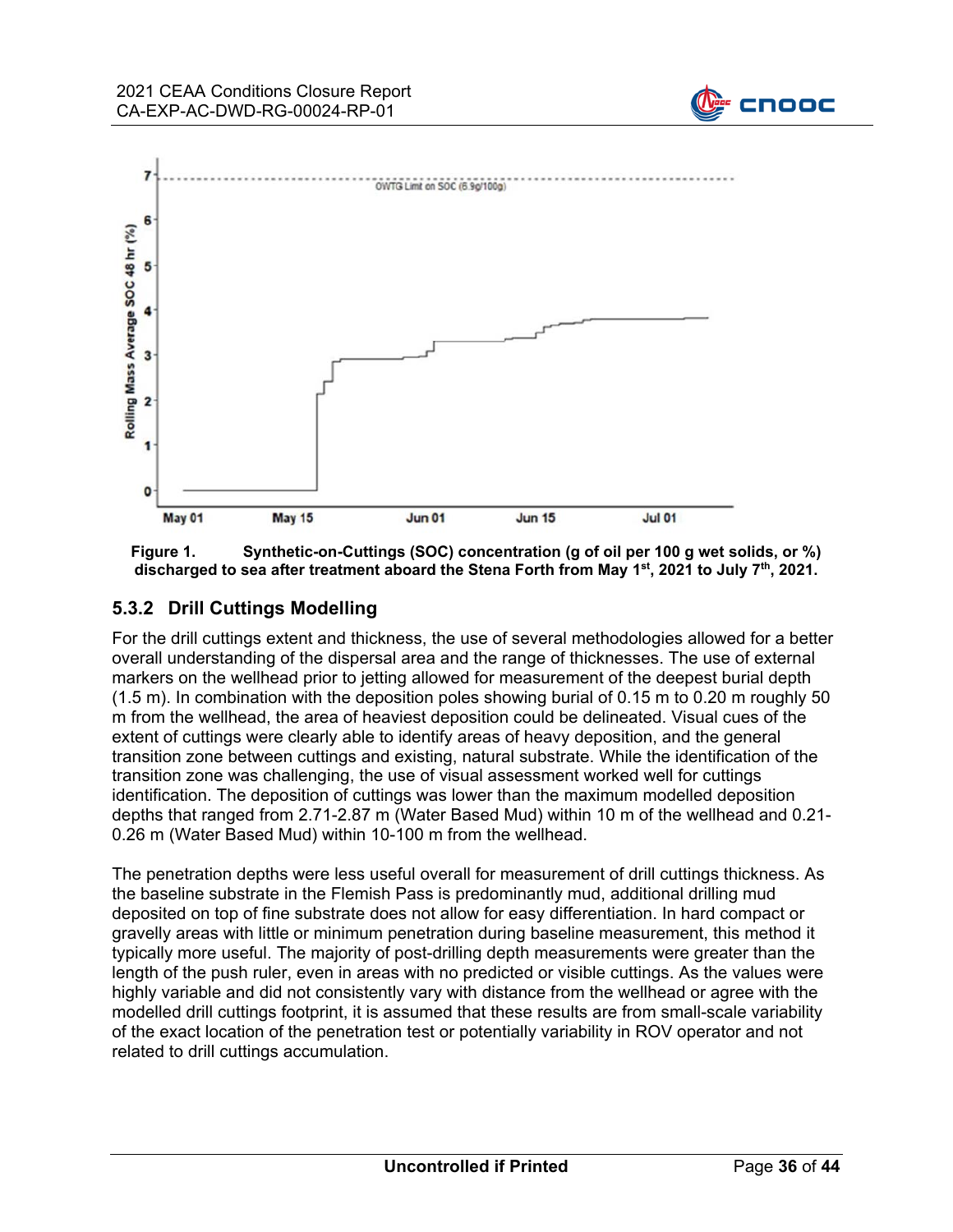**Figure 1. Synthetic-on-Cuttings (SOC) concentration (g of oil per 100 g wet solids, or %) discharged to sea after treatment aboard the Stena Forth from May 1st, 2021 to July 7th, 2021.**

### 5.3.2 Drill Cuttings Modelling

For the drill cuttings extent and thickness, the use of several methodologies allowed for a better overall understanding of the dispersal area and the range of thicknesses. The use of external markers on the wellhead prior to jetting allowed for measurement of the deepest burial depth (1.5 m). In combination with the deposition poles showing burial of 0.15 m to 0.20 m roughly 50 m from the wellhead, the area of heaviest deposition could be delineated. Visual cues of the extent of cuttings were clearly able to identify areas of heavy deposition, and the general transition zone between cuttings and existing, natural substrate. While the identification of the transition zone was challenging, the use of visual assessment worked well for cuttings identification. The deposition of cuttings was lower than the maximum modelled deposition depths that ranged from 2.71-2.87 m (Water Based Mud) within 10 m of the wellhead and 0.21-0.26 m (Water Based Mud) within 10-100 m from the wellhead.

The penetration depths were less useful overall for measurement of drill cuttings thickness. As the baseline substrate in the Flemish Pass is predominantly mud, additional drilling mud deposited on top of fine substrate does not allow for easy differentiation. In hard compact or gravelly areas with little or minimum penetration during baseline measurement, this method it typically more useful. The majority of post-drilling depth measurements were greater than the length of the push ruler, even in areas with no predicted or visible cuttings. As the values were highly variable and did not consistently vary with distance from the wellhead or agree with the modelled drill cuttings footprint, it is assumed that these results are from small-scale variability of the exact location of the penetration test or potentially variability in ROV operator and not related to drill cuttings accumulation.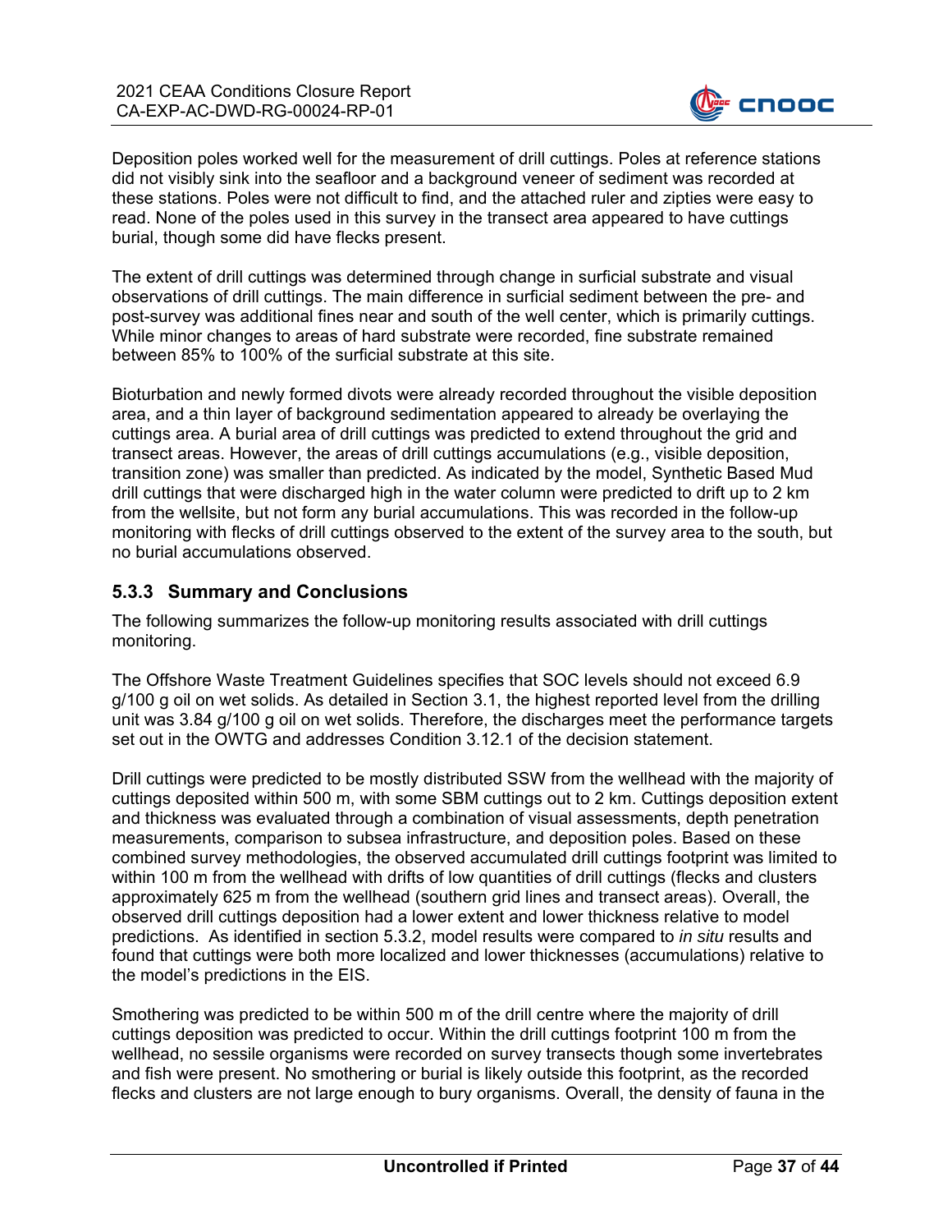Deposition poles worked well for the measurement of drill cuttings. Poles at reference stations did not visibly sink into the seafloor and a background veneer of sediment was recorded at these stations. Poles were not difficult to find, and the attached ruler and zipties were easy to read. None of the poles used in this survey in the transect area appeared to have cuttings burial, though some did have flecks present.

The extent of drill cuttings was determined through change in surficial substrate and visual observations of drill cuttings. The main difference in surficial sediment between the pre- and post-survey was additional fines near and south of the well center, which is primarily cuttings. While minor changes to areas of hard substrate were recorded, fine substrate remained between 85% to 100% of the surficial substrate at this site.

Bioturbation and newly formed divots were already recorded throughout the visible deposition area, and a thin layer of background sedimentation appeared to already be overlaying the cuttings area. A burial area of drill cuttings was predicted to extend throughout the grid and transect areas. However, the areas of drill cuttings accumulations (e.g., visible deposition, transition zone) was smaller than predicted. As indicated by the model, Synthetic Based Mud drill cuttings that were discharged high in the water column were predicted to drift up to 2 km from the wellsite, but not form any burial accumulations. This was recorded in the follow-up monitoring with flecks of drill cuttings observed to the extent of the survey area to the south, but no burial accumulations observed.

### 5.3.3 Summary and Conclusions

The following summarizes the follow-up monitoring results associated with drill cuttings monitoring.

The Offshore Waste Treatment Guidelines specifies that SOC levels should not exceed 6.9 g/100 g oil on wet solids. As detailed in Section 3.1, the highest reported level from the drilling unit was 3.84 g/100 g oil on wet solids. Therefore, the discharges meet the performance targets set out in the OWTG and addresses Condition 3.12.1 of the decision statement.

Drill cuttings were predicted to be mostly distributed SSW from the wellhead with the majority of cuttings deposited within 500 m, with some SBM cuttings out to 2 km. Cuttings deposition extent and thickness was evaluated through a combination of visual assessments, depth penetration measurements, comparison to subsea infrastructure, and deposition poles. Based on these combined survey methodologies, the observed accumulated drill cuttings footprint was limited to within 100 m from the wellhead with drifts of low quantities of drill cuttings (flecks and clusters approximately 625 m from the wellhead (southern grid lines and transect areas). Overall, the observed drill cuttings deposition had a lower extent and lower thickness relative to model predictions. As identified in section 5.3.2, model results were compared to *in situ* results and found that cuttings were both more localized and lower thicknesses (accumulations) relative to the model's predictions in the EIS.

Smothering was predicted to be within 500 m of the drill centre where the majority of drill cuttings deposition was predicted to occur. Within the drill cuttings footprint 100 m from the wellhead, no sessile organisms were recorded on survey transects though some invertebrates and fish were present. No smothering or burial is likely outside this footprint, as the recorded flecks and clusters are not large enough to bury organisms. Overall, the density of fauna in the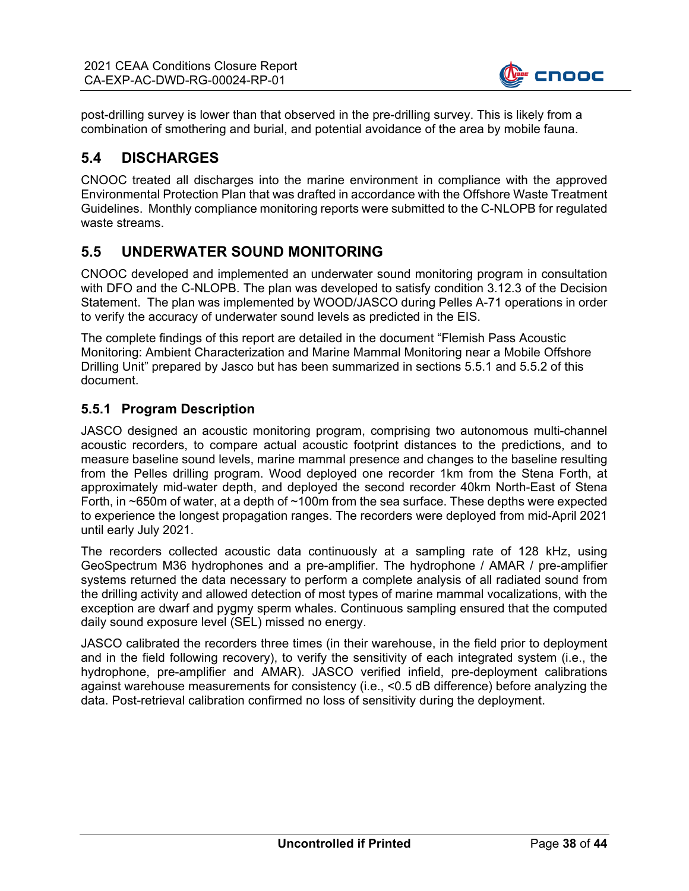post-drilling survey is lower than that observed in the pre-drilling survey. This is likely from a combination of smothering and burial, and potential avoidance of the area by mobile fauna.

## 5.4 DISCHARGES

CNOOC treated all discharges into the marine environment in compliance with the approved Environmental Protection Plan that was drafted in accordance with the Offshore Waste Treatment Guidelines. Monthly compliance monitoring reports were submitted to the C-NLOPB for regulated waste streams.

## 5.5 UNDERWATER SOUND MONITORING

CNOOC developed and implemented an underwater sound monitoring program in consultation with DFO and the C-NLOPB. The plan was developed to satisfy condition 3.12.3 of the Decision Statement. The plan was implemented by WOOD/JASCO during Pelles A-71 operations in order to verify the accuracy of underwater sound levels as predicted in the EIS.

The complete findings of this report are detailed in the document "Flemish Pass Acoustic Monitoring: Ambient Characterization and Marine Mammal Monitoring near a Mobile Offshore Drilling Unit" prepared by Jasco but has been summarized in sections 5.5.1 and 5.5.2 of this document.

### 5.5.1 Program Description

JASCO designed an acoustic monitoring program, comprising two autonomous multi-channel acoustic recorders, to compare actual acoustic footprint distances to the predictions, and to measure baseline sound levels, marine mammal presence and changes to the baseline resulting from the Pelles drilling program. Wood deployed one recorder 1km from the Stena Forth, at approximately mid-water depth, and deployed the second recorder 40km North-East of Stena Forth, in ~650m of water, at a depth of ~100m from the sea surface. These depths were expected to experience the longest propagation ranges. The recorders were deployed from mid-April 2021 until early July 2021.

The recorders collected acoustic data continuously at a sampling rate of 128 kHz, using GeoSpectrum M36 hydrophones and a pre-amplifier. The hydrophone / AMAR / pre-amplifier systems returned the data necessary to perform a complete analysis of all radiated sound from the drilling activity and allowed detection of most types of marine mammal vocalizations, with the exception are dwarf and pygmy sperm whales. Continuous sampling ensured that the computed daily sound exposure level (SEL) missed no energy.

JASCO calibrated the recorders three times (in their warehouse, in the field prior to deployment and in the field following recovery), to verify the sensitivity of each integrated system (i.e., the hydrophone, pre-amplifier and AMAR). JASCO verified infield, pre-deployment calibrations against warehouse measurements for consistency (i.e., <0.5 dB difference) before analyzing the data. Post-retrieval calibration confirmed no loss of sensitivity during the deployment.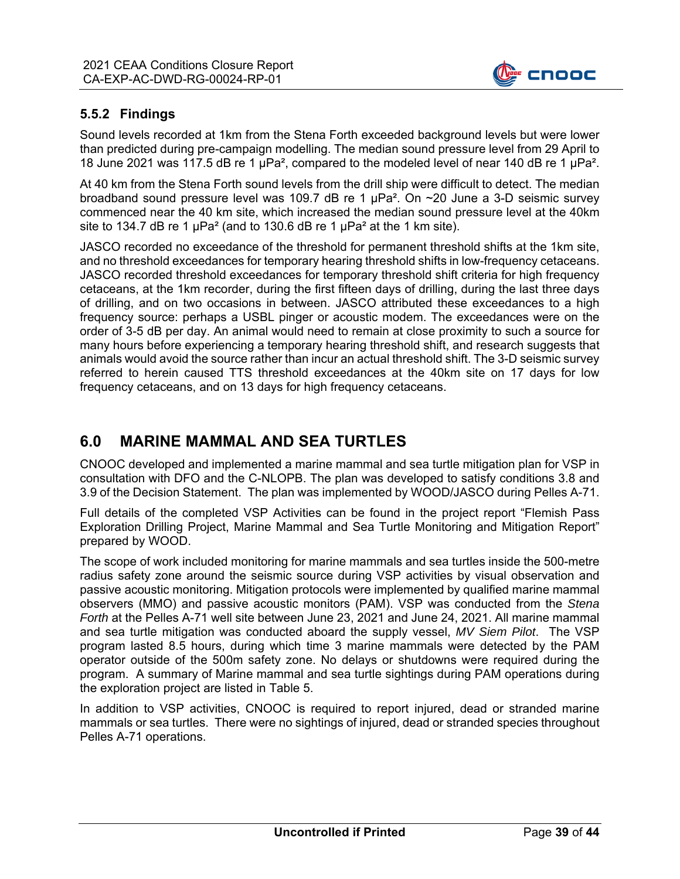### 5.5.2 Findings

Sound levels recorded at 1km from the Stena Forth exceeded background levels but were lower than predicted during pre-campaign modelling. The median sound pressure level from 29 April to 18 June 2021 was 117.5 dB re 1 μPa², compared to the modeled level of near 140 dB re 1 μPa².

At 40 km from the Stena Forth sound levels from the drill ship were difficult to detect. The median broadband sound pressure level was 109.7 dB re 1 μPa². On ~20 June a 3-D seismic survey commenced near the 40 km site, which increased the median sound pressure level at the 40km site to 134.7 dB re 1 μPa² (and to 130.6 dB re 1 μPa² at the 1 km site).

JASCO recorded no exceedance of the threshold for permanent threshold shifts at the 1km site, and no threshold exceedances for temporary hearing threshold shifts in low-frequency cetaceans. JASCO recorded threshold exceedances for temporary threshold shift criteria for high frequency cetaceans, at the 1km recorder, during the first fifteen days of drilling, during the last three days of drilling, and on two occasions in between. JASCO attributed these exceedances to a high frequency source: perhaps a USBL pinger or acoustic modem. The exceedances were on the order of 3-5 dB per day. An animal would need to remain at close proximity to such a source for many hours before experiencing a temporary hearing threshold shift, and research suggests that animals would avoid the source rather than incur an actual threshold shift. The 3-D seismic survey referred to herein caused TTS threshold exceedances at the 40km site on 17 days for low frequency cetaceans, and on 13 days for high frequency cetaceans.

## 6.0 MARINE MAMMAL AND SEA TURTLES

CNOOC developed and implemented a marine mammal and sea turtle mitigation plan for VSP in consultation with DFO and the C-NLOPB. The plan was developed to satisfy conditions 3.8 and 3.9 of the Decision Statement. The plan was implemented by WOOD/JASCO during Pelles A-71.

Full details of the completed VSP Activities can be found in the project report "Flemish Pass Exploration Drilling Project, Marine Mammal and Sea Turtle Monitoring and Mitigation Report" prepared by WOOD.

The scope of work included monitoring for marine mammals and sea turtles inside the 500-metre radius safety zone around the seismic source during VSP activities by visual observation and passive acoustic monitoring. Mitigation protocols were implemented by qualified marine mammal observers (MMO) and passive acoustic monitors (PAM). VSP was conducted from the *Stena Forth* at the Pelles A-71 well site between June 23, 2021 and June 24, 2021. All marine mammal and sea turtle mitigation was conducted aboard the supply vessel, *MV Siem Pilot*. The VSP program lasted 8.5 hours, during which time 3 marine mammals were detected by the PAM operator outside of the 500m safety zone. No delays or shutdowns were required during the program. A summary of Marine mammal and sea turtle sightings during PAM operations during the exploration project are listed in Table 5.

In addition to VSP activities, CNOOC is required to report injured, dead or stranded marine mammals or sea turtles. There were no sightings of injured, dead or stranded species throughout Pelles A-71 operations.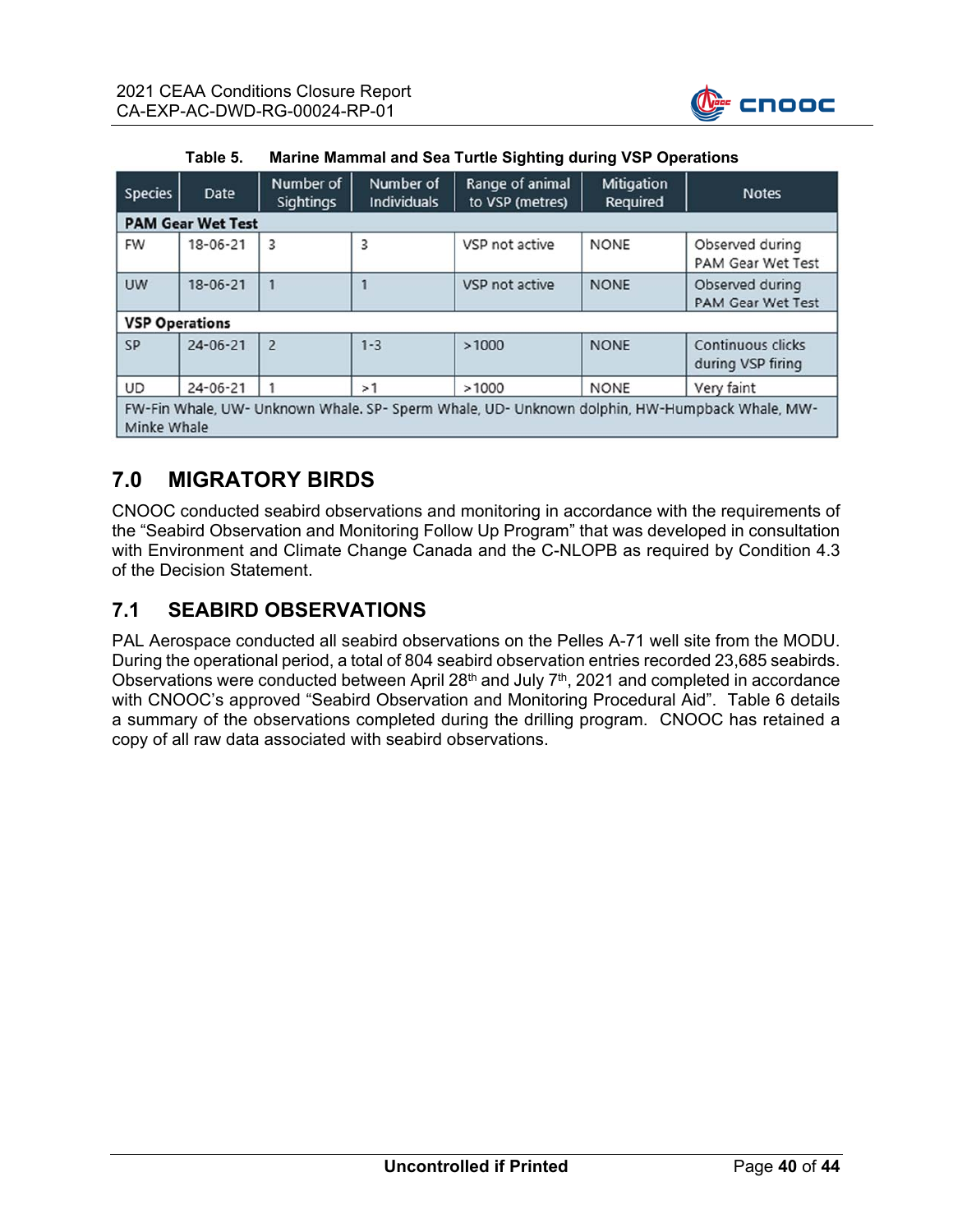**Table 5. Marine Mammal and Sea Turtle Sighting during VSP Operations**

| Species | Date | Number of Sightings | Number of Individuals | Range of animal to VSP (metres) | Mitigation Required | Notes |
|---|---|---|---|---|---|---|
| **PAM Gear Wet Test** | | | | | | |
| FW | 18-06-21 | 3 | 3 | VSP not active | NONE | Observed during PAM Gear Wet Test |
| UW | 18-06-21 | 1 | 1 | VSP not active | NONE | Observed during PAM Gear Wet Test |
| **VSP Operations** | | | | | | |
| SP | 24-06-21 | 2 | 1-3 | >1000 | NONE | Continuous clicks during VSP firing |
| UD | 24-06-21 | 1 | >1 | >1000 | NONE | Very faint |
| FW-Fin Whale, UW- Unknown Whale. SP- Sperm Whale, UD- Unknown dolphin, HW-Humpback Whale, MW-Minke Whale | | | | | | |

## 7.0 MIGRATORY BIRDS

CNOOC conducted seabird observations and monitoring in accordance with the requirements of the "Seabird Observation and Monitoring Follow Up Program" that was developed in consultation with Environment and Climate Change Canada and the C-NLOPB as required by Condition 4.3 of the Decision Statement.

## 7.1 SEABIRD OBSERVATIONS

PAL Aerospace conducted all seabird observations on the Pelles A-71 well site from the MODU. During the operational period, a total of 804 seabird observation entries recorded 23,685 seabirds. Observations were conducted between April 28th and July 7th, 2021 and completed in accordance with CNOOC's approved "Seabird Observation and Monitoring Procedural Aid". Table 6 details a summary of the observations completed during the drilling program. CNOOC has retained a copy of all raw data associated with seabird observations.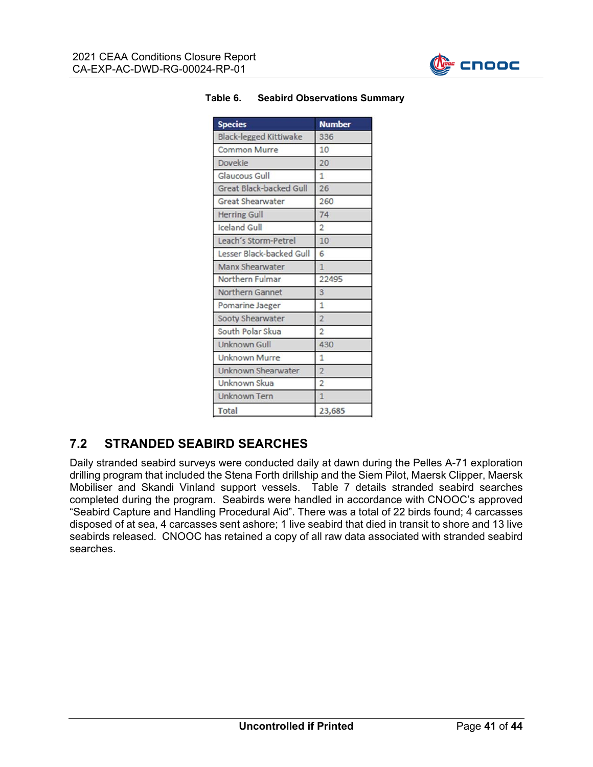**Table 6. Seabird Observations Summary**

| Species | Number |
|---|---|
| Black-legged Kittiwake | 336 |
| Common Murre | 10 |
| Dovekie | 20 |
| Glaucous Gull | 1 |
| Great Black-backed Gull | 26 |
| Great Shearwater | 260 |
| Herring Gull | 74 |
| Iceland Gull | 2 |
| Leach's Storm-Petrel | 10 |
| Lesser Black-backed Gull | 6 |
| Manx Shearwater | 1 |
| Northern Fulmar | 22495 |
| Northern Gannet | 3 |
| Pomarine Jaeger | 1 |
| Sooty Shearwater | 2 |
| South Polar Skua | 2 |
| Unknown Gull | 430 |
| Unknown Murre | 1 |
| Unknown Shearwater | 2 |
| Unknown Skua | 2 |
| Unknown Tern | 1 |
| Total | 23,685 |

## 7.2 STRANDED SEABIRD SEARCHES

Daily stranded seabird surveys were conducted daily at dawn during the Pelles A-71 exploration drilling program that included the Stena Forth drillship and the Siem Pilot, Maersk Clipper, Maersk Mobiliser and Skandi Vinland support vessels. Table 7 details stranded seabird searches completed during the program. Seabirds were handled in accordance with CNOOC's approved "Seabird Capture and Handling Procedural Aid". There was a total of 22 birds found; 4 carcasses disposed of at sea, 4 carcasses sent ashore; 1 live seabird that died in transit to shore and 13 live seabirds released. CNOOC has retained a copy of all raw data associated with stranded seabird searches.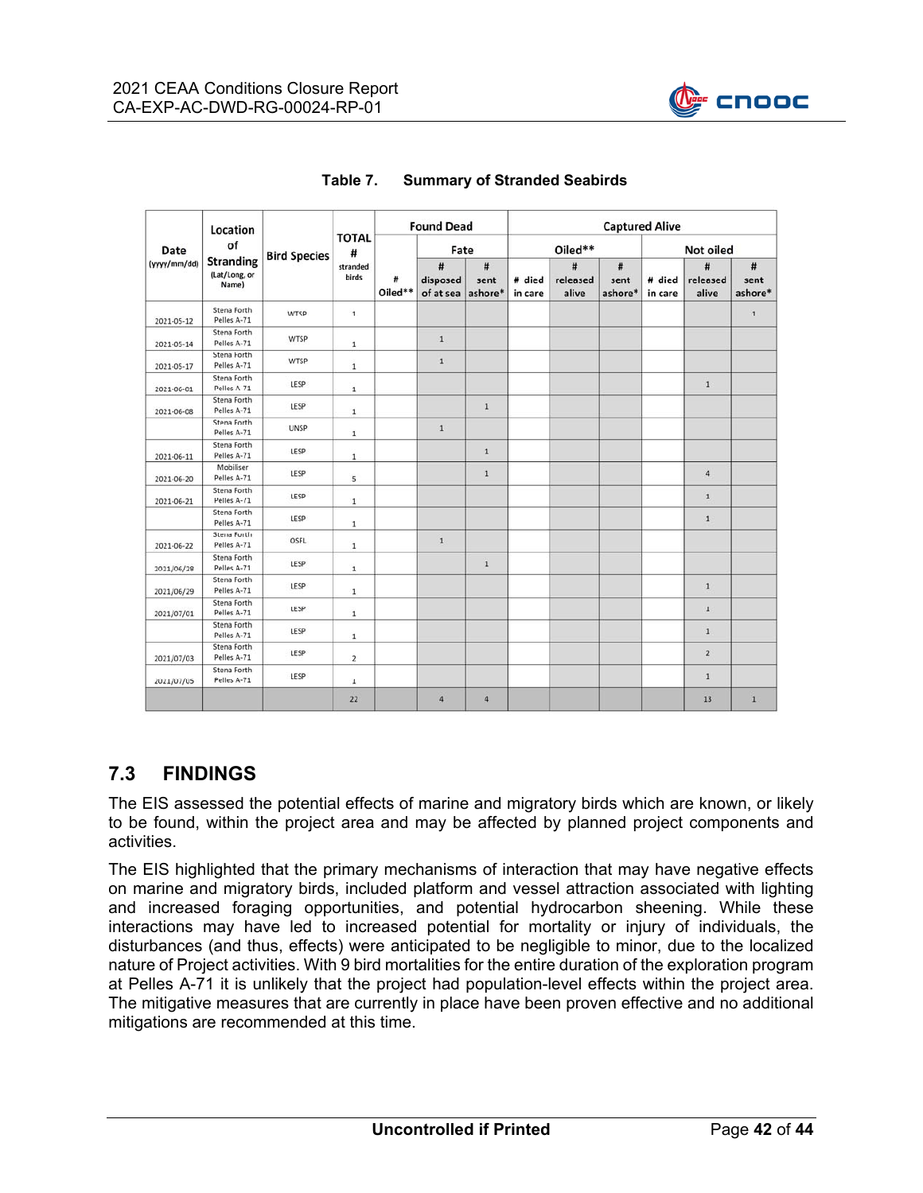**Table 7. Summary of Stranded Seabirds**

| Date (yyyy/mm/dd) | Location of Stranding (Lat/Long, or Name) | Bird Species | TOTAL # stranded birds | Found Dead | | | Captured Alive | | | | | |
|---|---|---|---|---|---|---|---|---|---|---|---|---|
| | | | | | Fate | | Oiled** | | | Not oiled | | |
| | | | | # Oiled** | # disposed of at sea | # sent ashore* | # died in care | # released alive | # sent ashore* | # died in care | # released alive | # sent ashore* |
| 2021-05-12 | Stena Forth Pelles A-71 | WTSP | 1 | | | | | | | | | 1 |
| 2021-05-14 | Stena Forth Pelles A-71 | WTSP | 1 | | 1 | | | | | | | |
| 2021-05-17 | Stena Forth Pelles A-71 | WTSP | 1 | | 1 | | | | | | | |
| 2021-06-01 | Stena Forth Pelles A-71 | LESP | 1 | | | | | | | | 1 | |
| 2021-06-08 | Stena Forth Pelles A-71 | LESP | 1 | | | 1 | | | | | | |
| | Stena Forth Pelles A-71 | UNSP | 1 | | 1 | | | | | | | |
| 2021-06-11 | Stena Forth Pelles A-71 | LESP | 1 | | | 1 | | | | | | |
| 2021-06-20 | Mobiliser Pelles A-71 | LESP | 5 | | | 1 | | | | | 4 | |
| 2021-06-21 | Stena Forth Pelles A-71 | LESP | 1 | | | | | | | | 1 | |
| | Stena Forth Pelles A-71 | LESP | 1 | | | | | | | | 1 | |
| 2021-06-22 | Stena Forth Pelles A-71 | OSFL | 1 | | 1 | | | | | | | |
| 2021/06/28 | Stena Forth Pelles A-71 | LESP | 1 | | | 1 | | | | | | |
| 2021/06/29 | Stena Forth Pelles A-71 | LESP | 1 | | | | | | | | 1 | |
| 2021/07/01 | Stena Forth Pelles A-71 | LESP | 1 | | | | | | | | 1 | |
| | Stena Forth Pelles A-71 | LESP | 1 | | | | | | | | 1 | |
| 2021/07/03 | Stena Forth Pelles A-71 | LESP | 2 | | | | | | | | 2 | |
| 2021/07/05 | Stena Forth Pelles A-71 | LESP | 1 | | | | | | | | 1 | |
| | | | 22 | | 4 | 4 | | | | | 13 | 1 |

## 7.3 FINDINGS

The EIS assessed the potential effects of marine and migratory birds which are known, or likely to be found, within the project area and may be affected by planned project components and activities.

The EIS highlighted that the primary mechanisms of interaction that may have negative effects on marine and migratory birds, included platform and vessel attraction associated with lighting and increased foraging opportunities, and potential hydrocarbon sheening. While these interactions may have led to increased potential for mortality or injury of individuals, the disturbances (and thus, effects) were anticipated to be negligible to minor, due to the localized nature of Project activities. With 9 bird mortalities for the entire duration of the exploration program at Pelles A-71 it is unlikely that the project had population-level effects within the project area. The mitigative measures that are currently in place have been proven effective and no additional mitigations are recommended at this time.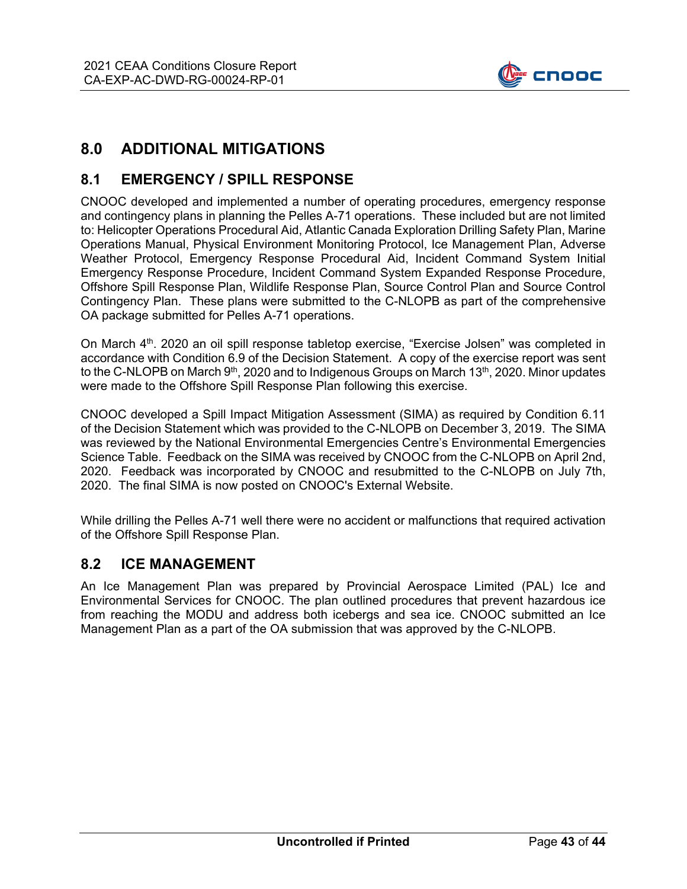## 8.0 ADDITIONAL MITIGATIONS

### 8.1 EMERGENCY / SPILL RESPONSE

CNOOC developed and implemented a number of operating procedures, emergency response and contingency plans in planning the Pelles A-71 operations. These included but are not limited to: Helicopter Operations Procedural Aid, Atlantic Canada Exploration Drilling Safety Plan, Marine Operations Manual, Physical Environment Monitoring Protocol, Ice Management Plan, Adverse Weather Protocol, Emergency Response Procedural Aid, Incident Command System Initial Emergency Response Procedure, Incident Command System Expanded Response Procedure, Offshore Spill Response Plan, Wildlife Response Plan, Source Control Plan and Source Control Contingency Plan. These plans were submitted to the C-NLOPB as part of the comprehensive OA package submitted for Pelles A-71 operations.

On March 4th. 2020 an oil spill response tabletop exercise, "Exercise Jolsen" was completed in accordance with Condition 6.9 of the Decision Statement. A copy of the exercise report was sent to the C-NLOPB on March 9th, 2020 and to Indigenous Groups on March 13th, 2020. Minor updates were made to the Offshore Spill Response Plan following this exercise.

CNOOC developed a Spill Impact Mitigation Assessment (SIMA) as required by Condition 6.11 of the Decision Statement which was provided to the C-NLOPB on December 3, 2019. The SIMA was reviewed by the National Environmental Emergencies Centre's Environmental Emergencies Science Table. Feedback on the SIMA was received by CNOOC from the C-NLOPB on April 2nd, 2020. Feedback was incorporated by CNOOC and resubmitted to the C-NLOPB on July 7th, 2020. The final SIMA is now posted on CNOOC's External Website.

While drilling the Pelles A-71 well there were no accident or malfunctions that required activation of the Offshore Spill Response Plan.

### 8.2 ICE MANAGEMENT

An Ice Management Plan was prepared by Provincial Aerospace Limited (PAL) Ice and Environmental Services for CNOOC. The plan outlined procedures that prevent hazardous ice from reaching the MODU and address both icebergs and sea ice. CNOOC submitted an Ice Management Plan as a part of the OA submission that was approved by the C-NLOPB.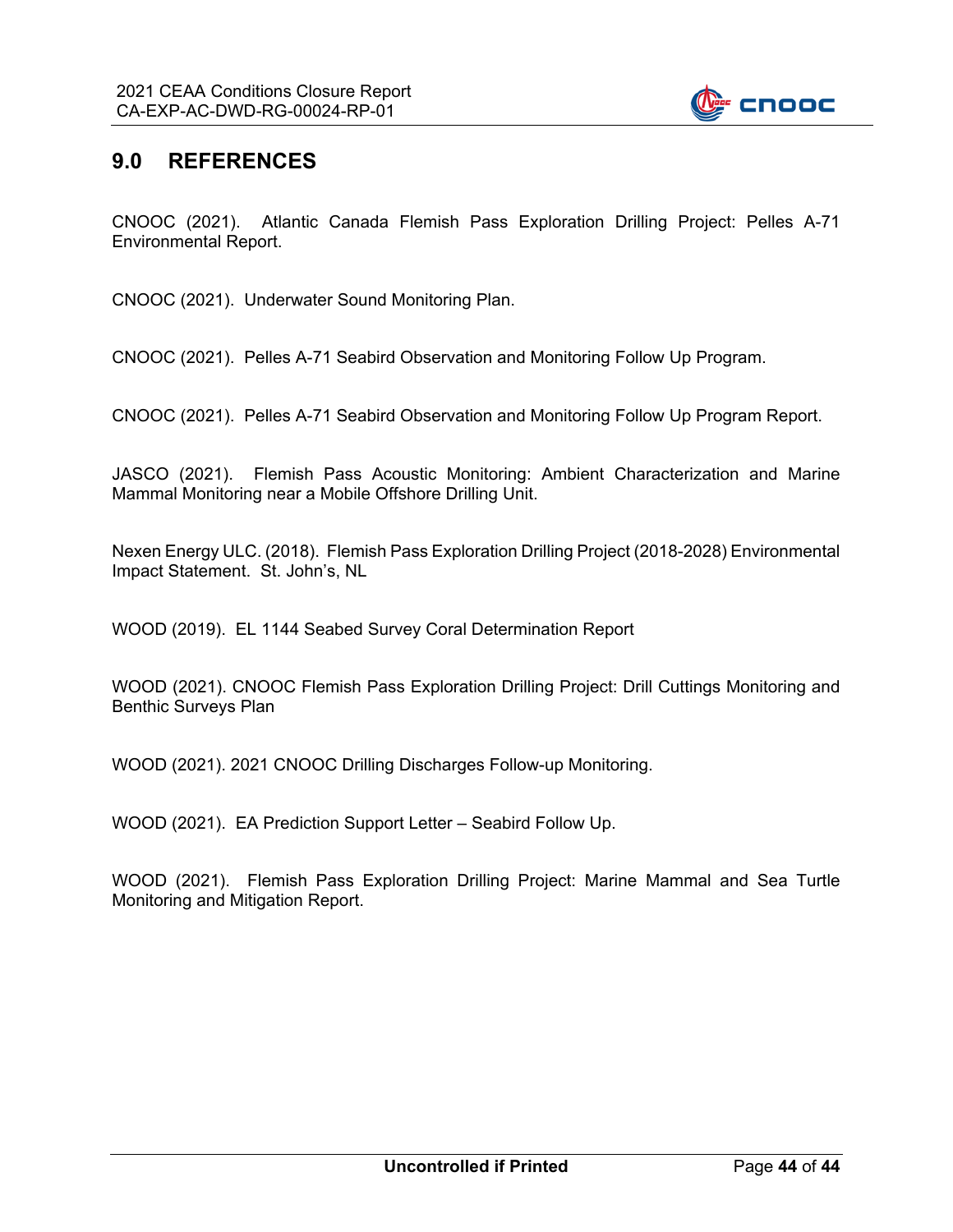## 9.0 REFERENCES

CNOOC (2021). Atlantic Canada Flemish Pass Exploration Drilling Project: Pelles A-71 Environmental Report.

CNOOC (2021). Underwater Sound Monitoring Plan.

CNOOC (2021). Pelles A-71 Seabird Observation and Monitoring Follow Up Program.

CNOOC (2021). Pelles A-71 Seabird Observation and Monitoring Follow Up Program Report.

JASCO (2021). Flemish Pass Acoustic Monitoring: Ambient Characterization and Marine Mammal Monitoring near a Mobile Offshore Drilling Unit.

Nexen Energy ULC. (2018). Flemish Pass Exploration Drilling Project (2018-2028) Environmental Impact Statement. St. John's, NL

WOOD (2019). EL 1144 Seabed Survey Coral Determination Report

WOOD (2021). CNOOC Flemish Pass Exploration Drilling Project: Drill Cuttings Monitoring and Benthic Surveys Plan

WOOD (2021). 2021 CNOOC Drilling Discharges Follow-up Monitoring.

WOOD (2021). EA Prediction Support Letter – Seabird Follow Up.

WOOD (2021). Flemish Pass Exploration Drilling Project: Marine Mammal and Sea Turtle Monitoring and Mitigation Report.